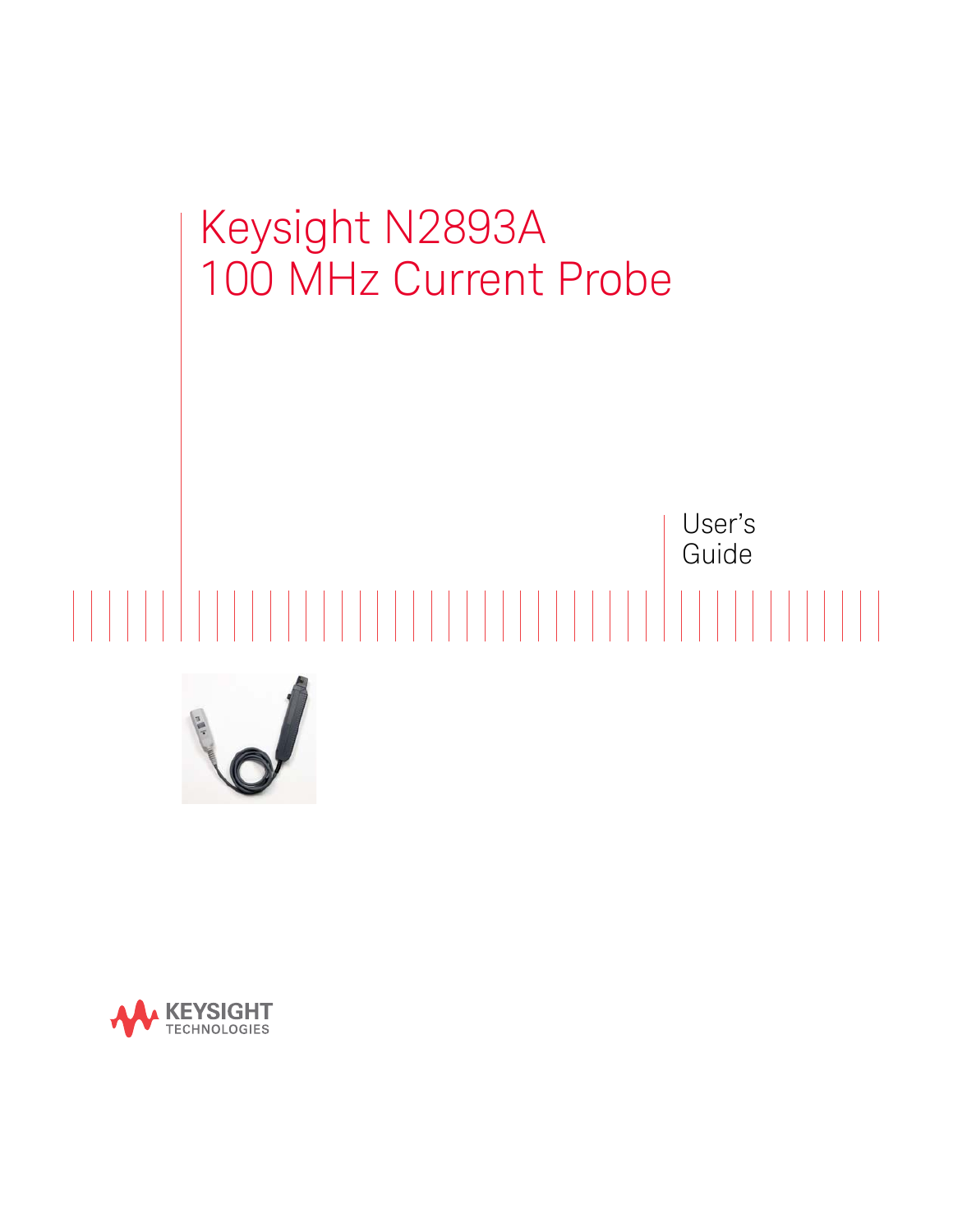# Keysight N2893A 100 MHz Current Probe

User's Guide

KEYSIGHT TECHNOLOGIES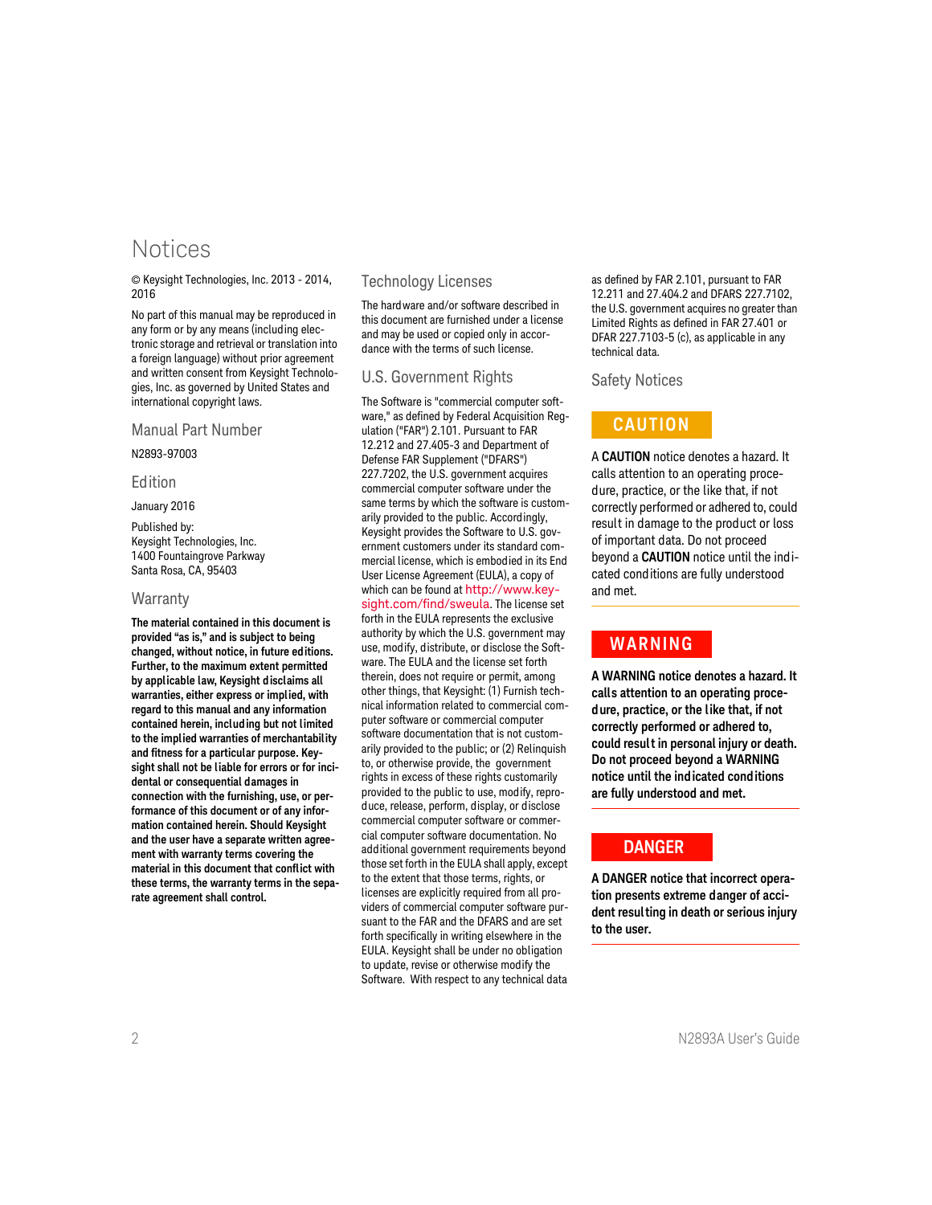# Notices

© Keysight Technologies, Inc. 2013 - 2014, 2016

No part of this manual may be reproduced in any form or by any means (including electronic storage and retrieval or translation into a foreign language) without prior agreement and written consent from Keysight Technologies, Inc. as governed by United States and international copyright laws.

## Manual Part Number

N2893-97003

## Edition

January 2016

Published by:
Keysight Technologies, Inc.
1400 Fountaingrove Parkway
Santa Rosa, CA, 95403

## Warranty

**The material contained in this document is provided "as is," and is subject to being changed, without notice, in future editions. Further, to the maximum extent permitted by applicable law, Keysight disclaims all warranties, either express or implied, with regard to this manual and any information contained herein, including but not limited to the implied warranties of merchantability and fitness for a particular purpose. Keysight shall not be liable for errors or for incidental or consequential damages in connection with the furnishing, use, or performance of this document or of any information contained herein. Should Keysight and the user have a separate written agreement with warranty terms covering the material in this document that conflict with these terms, the warranty terms in the separate agreement shall control.**

## Technology Licenses

The hardware and/or software described in this document are furnished under a license and may be used or copied only in accordance with the terms of such license.

## U.S. Government Rights

The Software is "commercial computer software," as defined by Federal Acquisition Regulation ("FAR") 2.101. Pursuant to FAR 12.212 and 27.405-3 and Department of Defense FAR Supplement ("DFARS") 227.7202, the U.S. government acquires commercial computer software under the same terms by which the software is customarily provided to the public. Accordingly, Keysight provides the Software to U.S. government customers under its standard commercial license, which is embodied in its End User License Agreement (EULA), a copy of which can be found at http://www.keysight.com/find/sweula. The license set forth in the EULA represents the exclusive authority by which the U.S. government may use, modify, distribute, or disclose the Software. The EULA and the license set forth therein, does not require or permit, among other things, that Keysight: (1) Furnish technical information related to commercial computer software or commercial computer software documentation that is not customarily provided to the public; or (2) Relinquish to, or otherwise provide, the government rights in excess of these rights customarily provided to the public to use, modify, reproduce, release, perform, display, or disclose commercial computer software or commercial computer software documentation. No additional government requirements beyond those set forth in the EULA shall apply, except to the extent that those terms, rights, or licenses are explicitly required from all providers of commercial computer software pursuant to the FAR and the DFARS and are set forth specifically in writing elsewhere in the EULA. Keysight shall be under no obligation to update, revise or otherwise modify the Software. With respect to any technical data as defined by FAR 2.101, pursuant to FAR 12.211 and 27.404.2 and DFARS 227.7102, the U.S. government acquires no greater than Limited Rights as defined in FAR 27.401 or DFAR 227.7103-5 (c), as applicable in any technical data.

## Safety Notices

**CAUTION**

A **CAUTION** notice denotes a hazard. It calls attention to an operating procedure, practice, or the like that, if not correctly performed or adhered to, could result in damage to the product or loss of important data. Do not proceed beyond a **CAUTION** notice until the indicated conditions are fully understood and met.

**WARNING**

**A WARNING notice denotes a hazard. It calls attention to an operating procedure, practice, or the like that, if not correctly performed or adhered to, could result in personal injury or death. Do not proceed beyond a WARNING notice until the indicated conditions are fully understood and met.**

**DANGER**

**A DANGER notice that incorrect operation presents extreme danger of accident resulting in death or serious injury to the user.**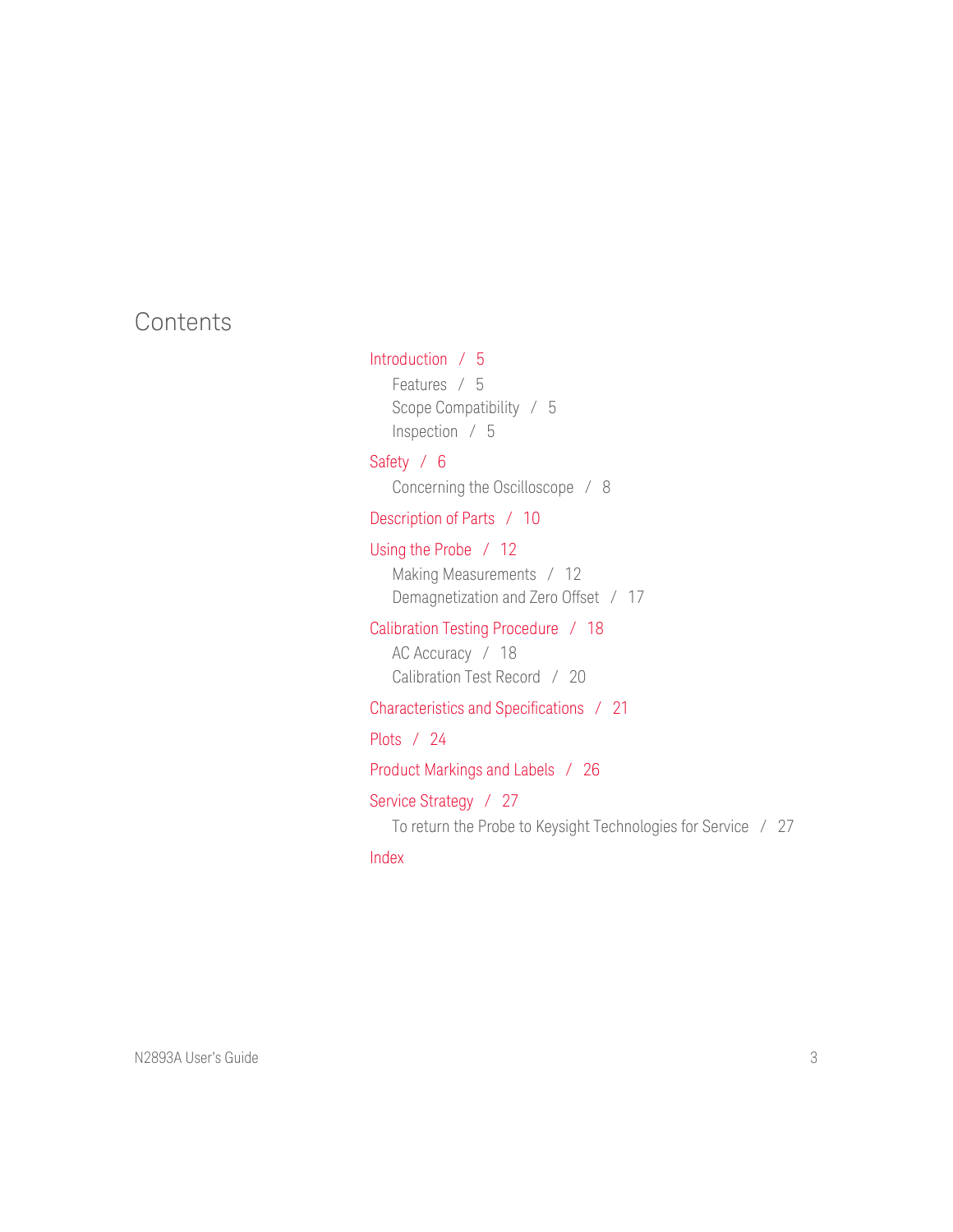# Contents

Introduction / 5
- Features / 5
- Scope Compatibility / 5
- Inspection / 5

Safety / 6
- Concerning the Oscilloscope / 8

Description of Parts / 10

Using the Probe / 12
- Making Measurements / 12
- Demagnetization and Zero Offset / 17

Calibration Testing Procedure / 18
- AC Accuracy / 18
- Calibration Test Record / 20

Characteristics and Specifications / 21

Plots / 24

Product Markings and Labels / 26

Service Strategy / 27
- To return the Probe to Keysight Technologies for Service / 27

Index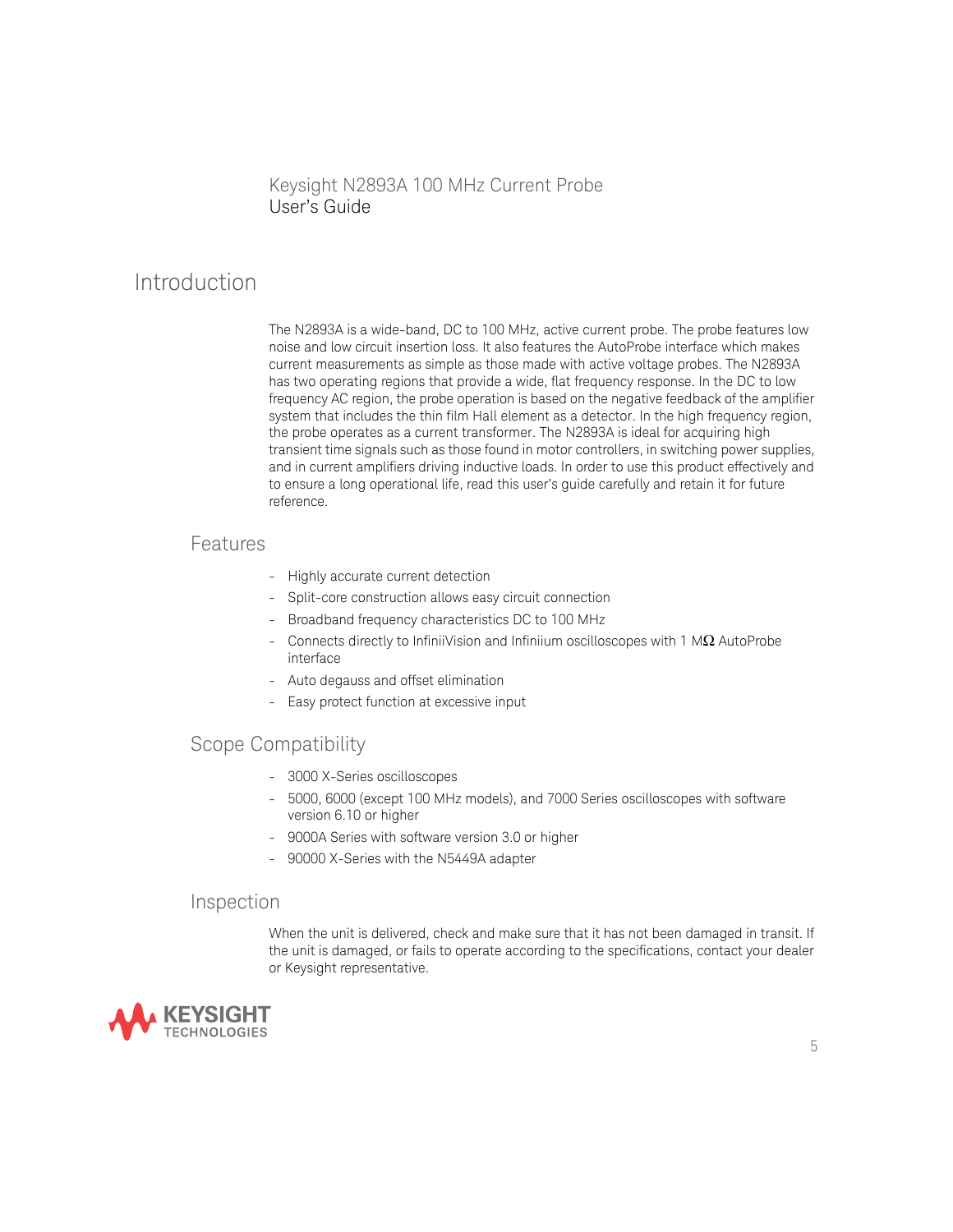Keysight N2893A 100 MHz Current Probe
User's Guide

# Introduction

The N2893A is a wide-band, DC to 100 MHz, active current probe. The probe features low noise and low circuit insertion loss. It also features the AutoProbe interface which makes current measurements as simple as those made with active voltage probes. The N2893A has two operating regions that provide a wide, flat frequency response. In the DC to low frequency AC region, the probe operation is based on the negative feedback of the amplifier system that includes the thin film Hall element as a detector. In the high frequency region, the probe operates as a current transformer. The N2893A is ideal for acquiring high transient time signals such as those found in motor controllers, in switching power supplies, and in current amplifiers driving inductive loads. In order to use this product effectively and to ensure a long operational life, read this user's guide carefully and retain it for future reference.

## Features

- Highly accurate current detection
- Split-core construction allows easy circuit connection
- Broadband frequency characteristics DC to 100 MHz
- Connects directly to InfiniiVision and Infiniium oscilloscopes with 1 MΩ AutoProbe interface
- Auto degauss and offset elimination
- Easy protect function at excessive input

## Scope Compatibility

- 3000 X-Series oscilloscopes
- 5000, 6000 (except 100 MHz models), and 7000 Series oscilloscopes with software version 6.10 or higher
- 9000A Series with software version 3.0 or higher
- 90000 X-Series with the N5449A adapter

## Inspection

When the unit is delivered, check and make sure that it has not been damaged in transit. If the unit is damaged, or fails to operate according to the specifications, contact your dealer or Keysight representative.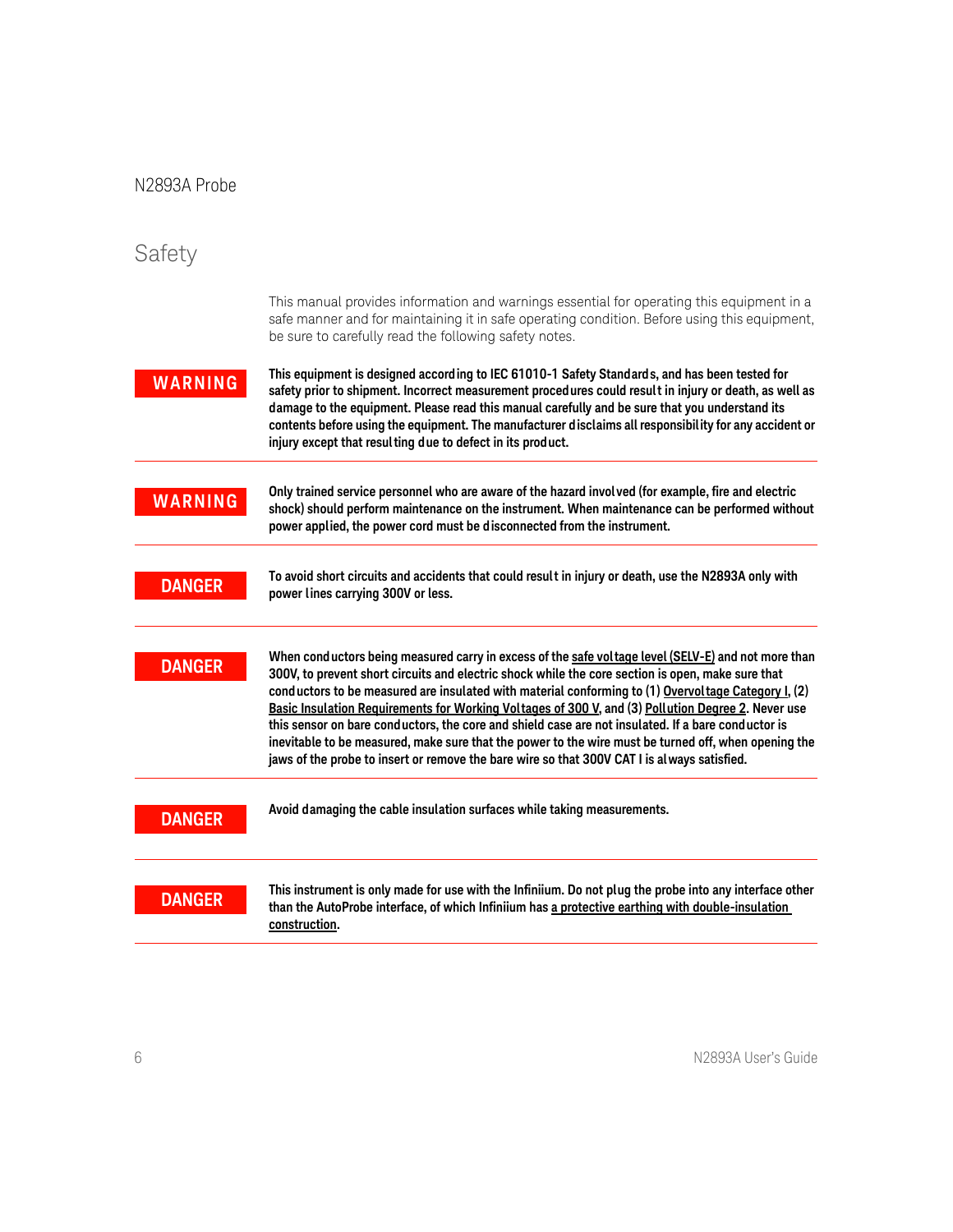## Safety

This manual provides information and warnings essential for operating this equipment in a safe manner and for maintaining it in safe operating condition. Before using this equipment, be sure to carefully read the following safety notes.

**WARNING**

**This equipment is designed according to IEC 61010-1 Safety Standards, and has been tested for safety prior to shipment. Incorrect measurement procedures could result in injury or death, as well as damage to the equipment. Please read this manual carefully and be sure that you understand its contents before using the equipment. The manufacturer disclaims all responsibility for any accident or injury except that resulting due to defect in its product.**

---

**WARNING**

**Only trained service personnel who are aware of the hazard involved (for example, fire and electric shock) should perform maintenance on the instrument. When maintenance can be performed without power applied, the power cord must be disconnected from the instrument.**

---

**DANGER**

**To avoid short circuits and accidents that could result in injury or death, use the N2893A only with power lines carrying 300V or less.**

---

**DANGER**

**When conductors being measured carry in excess of the safe voltage level (SELV-E) and not more than 300V, to prevent short circuits and electric shock while the core section is open, make sure that conductors to be measured are insulated with material conforming to (1) Overvoltage Category I, (2) Basic Insulation Requirements for Working Voltages of 300 V, and (3) Pollution Degree 2. Never use this sensor on bare conductors, the core and shield case are not insulated. If a bare conductor is inevitable to be measured, make sure that the power to the wire must be turned off, when opening the jaws of the probe to insert or remove the bare wire so that 300V CAT I is always satisfied.**

---

**DANGER**

**Avoid damaging the cable insulation surfaces while taking measurements.**

---

**DANGER**

**This instrument is only made for use with the Infiniium. Do not plug the probe into any interface other than the AutoProbe interface, of which Infiniium has a protective earthing with double-insulation construction.**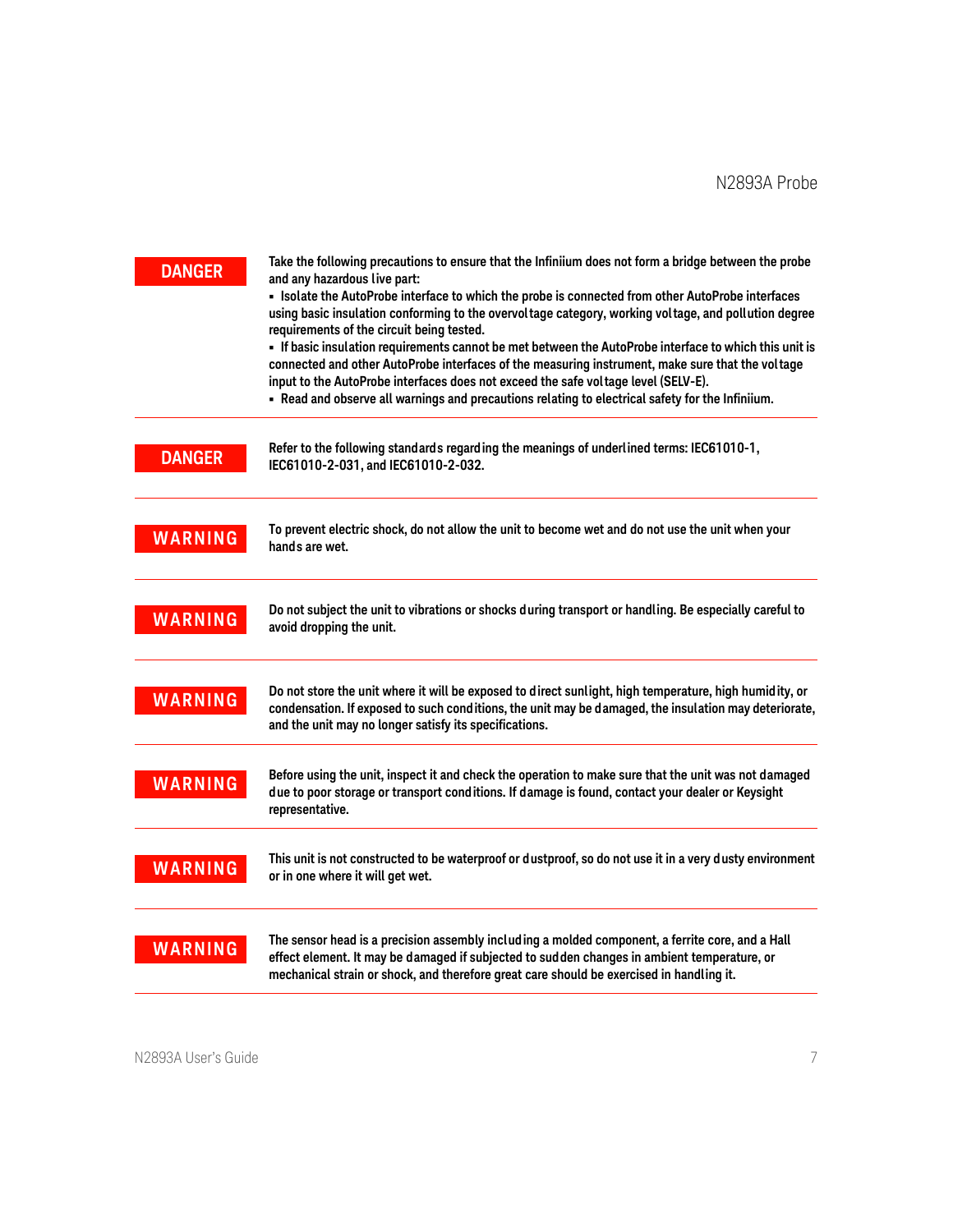**DANGER**

Take the following precautions to ensure that the Infiniium does not form a bridge between the probe and any hazardous live part:

- Isolate the AutoProbe interface to which the probe is connected from other AutoProbe interfaces using basic insulation conforming to the overvoltage category, working voltage, and pollution degree requirements of the circuit being tested.
- If basic insulation requirements cannot be met between the AutoProbe interface to which this unit is connected and other AutoProbe interfaces of the measuring instrument, make sure that the voltage input to the AutoProbe interfaces does not exceed the safe voltage level (SELV-E).
- Read and observe all warnings and precautions relating to electrical safety for the Infiniium.

---

**DANGER**

Refer to the following standards regarding the meanings of underlined terms: IEC61010-1, IEC61010-2-031, and IEC61010-2-032.

---

**WARNING**

To prevent electric shock, do not allow the unit to become wet and do not use the unit when your hands are wet.

---

**WARNING**

Do not subject the unit to vibrations or shocks during transport or handling. Be especially careful to avoid dropping the unit.

---

**WARNING**

Do not store the unit where it will be exposed to direct sunlight, high temperature, high humidity, or condensation. If exposed to such conditions, the unit may be damaged, the insulation may deteriorate, and the unit may no longer satisfy its specifications.

---

**WARNING**

Before using the unit, inspect it and check the operation to make sure that the unit was not damaged due to poor storage or transport conditions. If damage is found, contact your dealer or Keysight representative.

---

**WARNING**

This unit is not constructed to be waterproof or dustproof, so do not use it in a very dusty environment or in one where it will get wet.

---

**WARNING**

The sensor head is a precision assembly including a molded component, a ferrite core, and a Hall effect element. It may be damaged if subjected to sudden changes in ambient temperature, or mechanical strain or shock, and therefore great care should be exercised in handling it.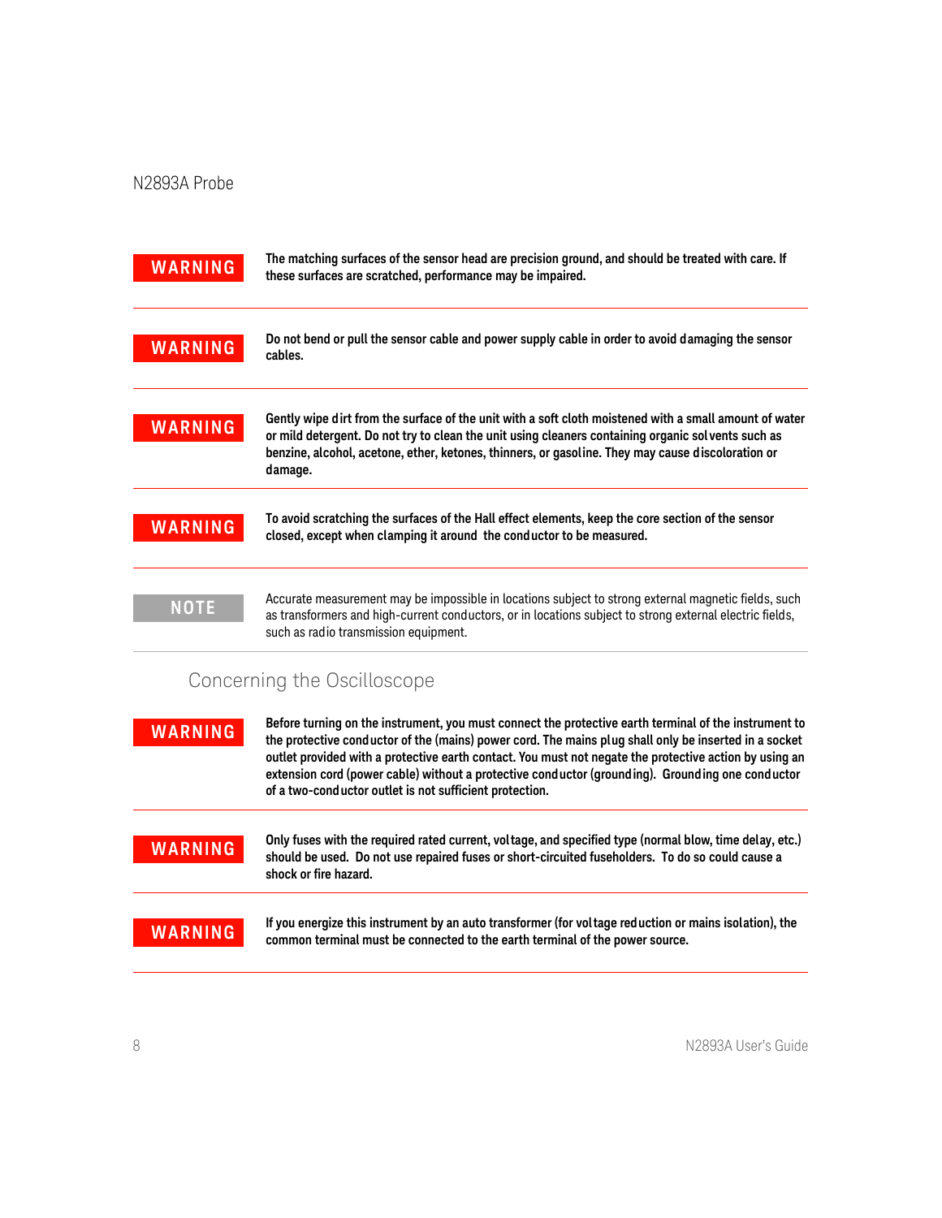**WARNING** The matching surfaces of the sensor head are precision ground, and should be treated with care. If these surfaces are scratched, performance may be impaired.

---

**WARNING** Do not bend or pull the sensor cable and power supply cable in order to avoid damaging the sensor cables.

---

**WARNING** Gently wipe dirt from the surface of the unit with a soft cloth moistened with a small amount of water or mild detergent. Do not try to clean the unit using cleaners containing organic solvents such as benzine, alcohol, acetone, ether, ketones, thinners, or gasoline. They may cause discoloration or damage.

---

**WARNING** To avoid scratching the surfaces of the Hall effect elements, keep the core section of the sensor closed, except when clamping it around the conductor to be measured.

---

**NOTE** Accurate measurement may be impossible in locations subject to strong external magnetic fields, such as transformers and high-current conductors, or in locations subject to strong external electric fields, such as radio transmission equipment.

---

## Concerning the Oscilloscope

**WARNING** Before turning on the instrument, you must connect the protective earth terminal of the instrument to the protective conductor of the (mains) power cord. The mains plug shall only be inserted in a socket outlet provided with a protective earth contact. You must not negate the protective action by using an extension cord (power cable) without a protective conductor (grounding). Grounding one conductor of a two-conductor outlet is not sufficient protection.

---

**WARNING** Only fuses with the required rated current, voltage, and specified type (normal blow, time delay, etc.) should be used. Do not use repaired fuses or short-circuited fuseholders. To do so could cause a shock or fire hazard.

---

**WARNING** If you energize this instrument by an auto transformer (for voltage reduction or mains isolation), the common terminal must be connected to the earth terminal of the power source.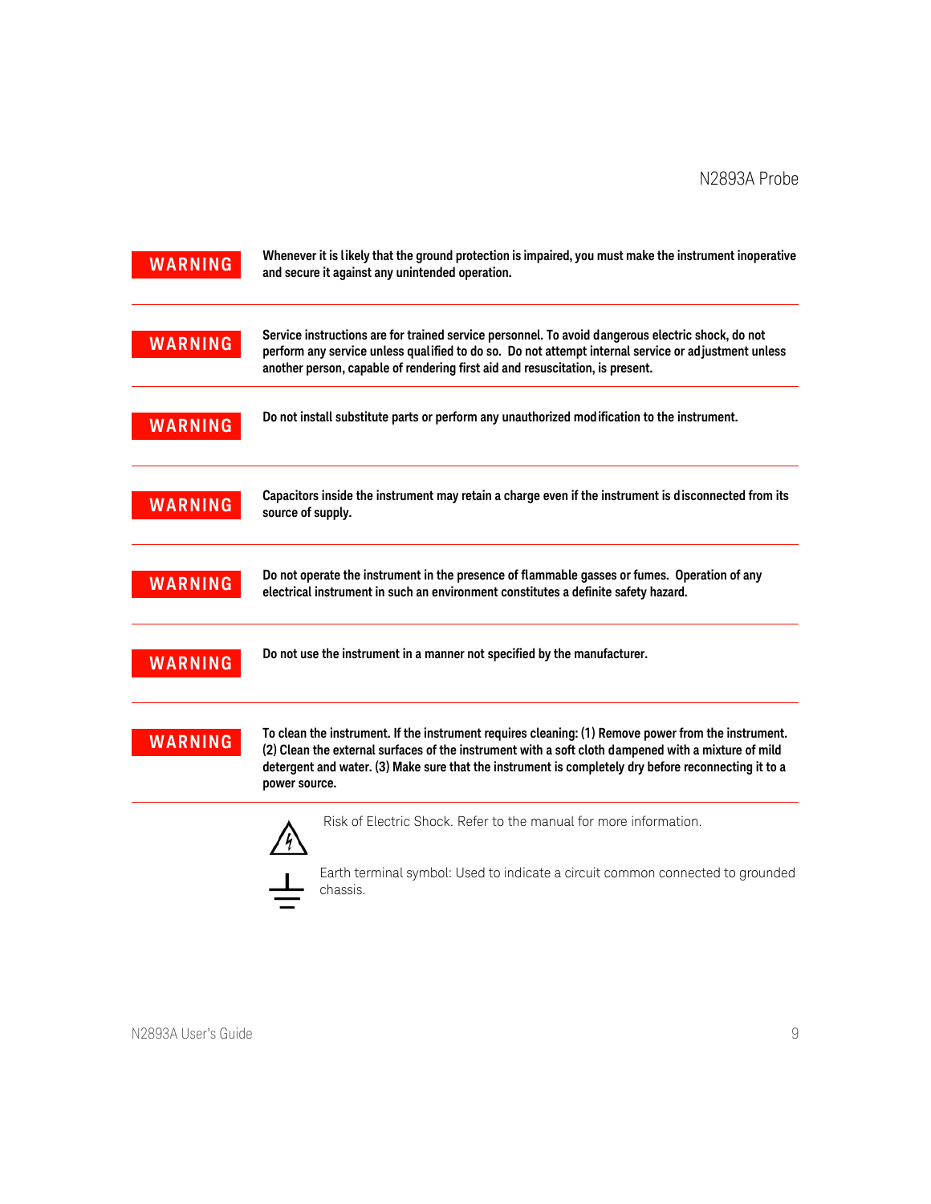**WARNING** Whenever it is likely that the ground protection is impaired, you must make the instrument inoperative and secure it against any unintended operation.

---

**WARNING** Service instructions are for trained service personnel. To avoid dangerous electric shock, do not perform any service unless qualified to do so. Do not attempt internal service or adjustment unless another person, capable of rendering first aid and resuscitation, is present.

---

**WARNING** Do not install substitute parts or perform any unauthorized modification to the instrument.

---

**WARNING** Capacitors inside the instrument may retain a charge even if the instrument is disconnected from its source of supply.

---

**WARNING** Do not operate the instrument in the presence of flammable gasses or fumes. Operation of any electrical instrument in such an environment constitutes a definite safety hazard.

---

**WARNING** Do not use the instrument in a manner not specified by the manufacturer.

---

**WARNING** To clean the instrument. If the instrument requires cleaning: (1) Remove power from the instrument. (2) Clean the external surfaces of the instrument with a soft cloth dampened with a mixture of mild detergent and water. (3) Make sure that the instrument is completely dry before reconnecting it to a power source.

---

Risk of Electric Shock. Refer to the manual for more information.

Earth terminal symbol: Used to indicate a circuit common connected to grounded chassis.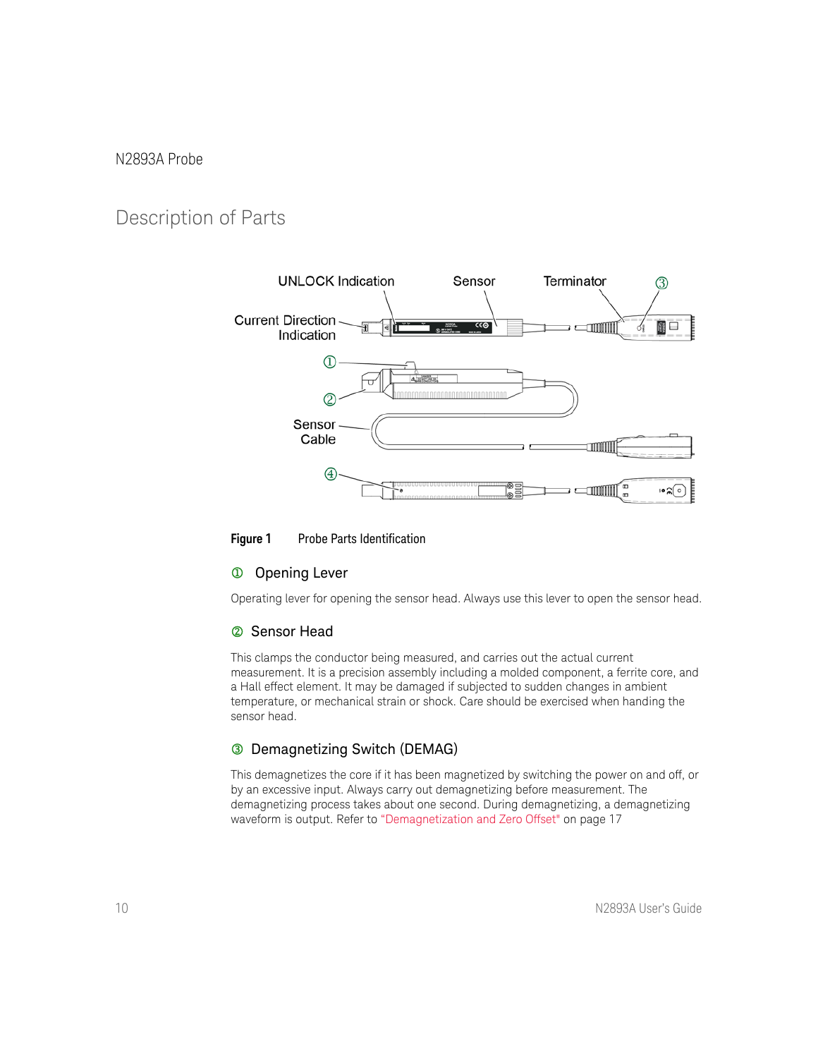## Description of Parts

**Figure 1** Probe Parts Identification

### ① Opening Lever

Operating lever for opening the sensor head. Always use this lever to open the sensor head.

### ② Sensor Head

This clamps the conductor being measured, and carries out the actual current measurement. It is a precision assembly including a molded component, a ferrite core, and a Hall effect element. It may be damaged if subjected to sudden changes in ambient temperature, or mechanical strain or shock. Care should be exercised when handing the sensor head.

### ③ Demagnetizing Switch (DEMAG)

This demagnetizes the core if it has been magnetized by switching the power on and off, or by an excessive input. Always carry out demagnetizing before measurement. The demagnetizing process takes about one second. During demagnetizing, a demagnetizing waveform is output. Refer to "Demagnetization and Zero Offset" on page 17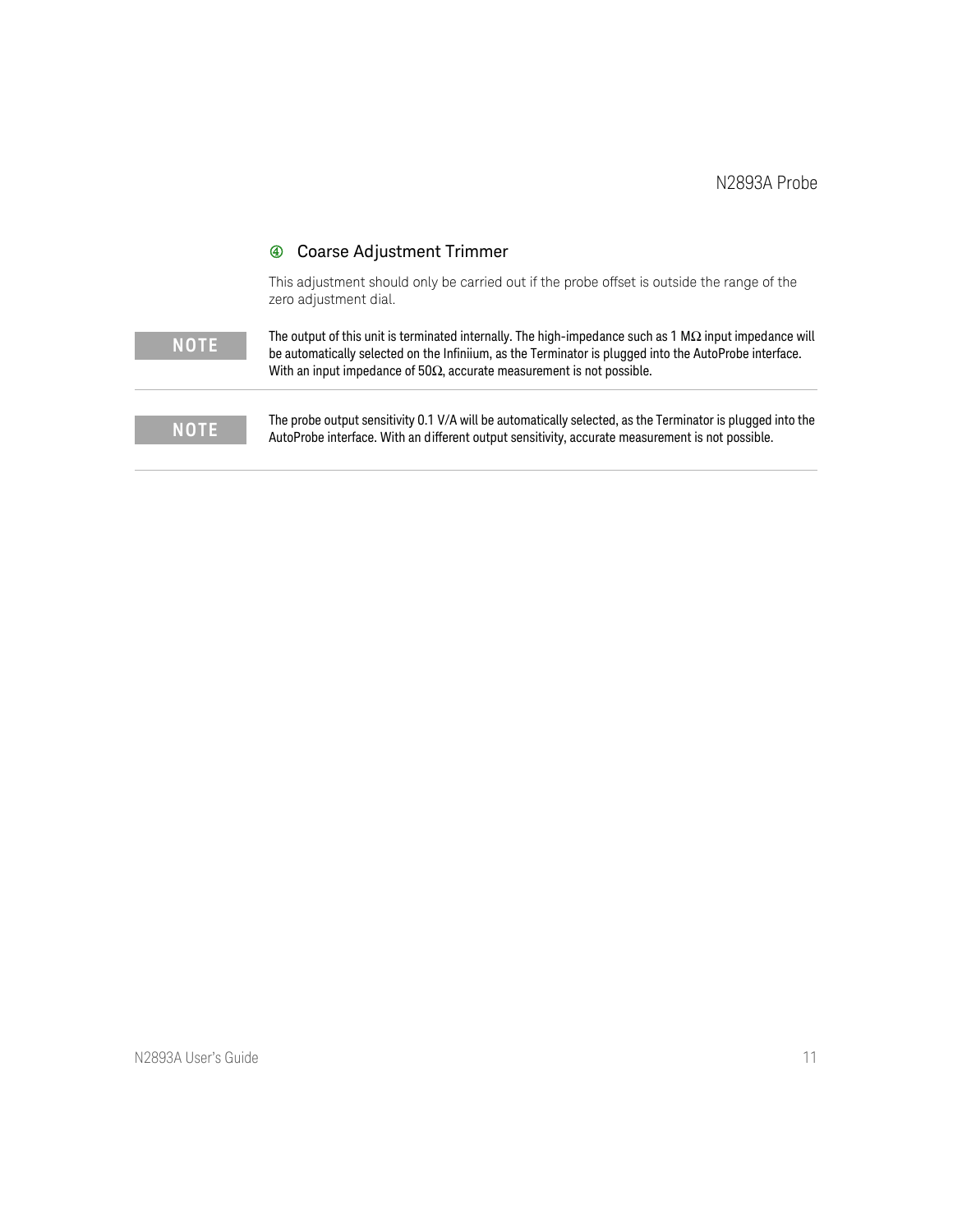### ④ Coarse Adjustment Trimmer

This adjustment should only be carried out if the probe offset is outside the range of the zero adjustment dial.

**NOTE** The output of this unit is terminated internally. The high-impedance such as 1 MΩ input impedance will be automatically selected on the Infiniium, as the Terminator is plugged into the AutoProbe interface. With an input impedance of 50Ω, accurate measurement is not possible.

---

**NOTE** The probe output sensitivity 0.1 V/A will be automatically selected, as the Terminator is plugged into the AutoProbe interface. With an different output sensitivity, accurate measurement is not possible.

---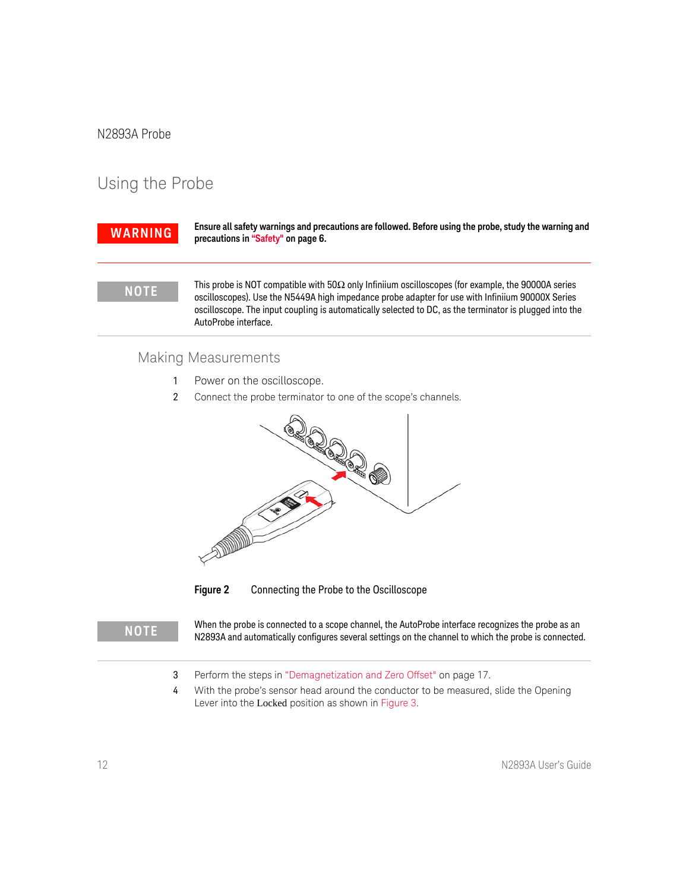# Using the Probe

**WARNING**

**Ensure all safety warnings and precautions are followed. Before using the probe, study the warning and precautions in "Safety" on page 6.**

**NOTE**

This probe is NOT compatible with 50Ω only Infiniium oscilloscopes (for example, the 90000A series oscilloscopes). Use the N5449A high impedance probe adapter for use with Infiniium 90000X Series oscilloscope. The input coupling is automatically selected to DC, as the terminator is plugged into the AutoProbe interface.

## Making Measurements

1 Power on the oscilloscope.

2 Connect the probe terminator to one of the scope's channels.

**Figure 2** Connecting the Probe to the Oscilloscope

**NOTE**

When the probe is connected to a scope channel, the AutoProbe interface recognizes the probe as an N2893A and automatically configures several settings on the channel to which the probe is connected.

3 Perform the steps in "Demagnetization and Zero Offset" on page 17.

4 With the probe's sensor head around the conductor to be measured, slide the Opening Lever into the Locked position as shown in Figure 3.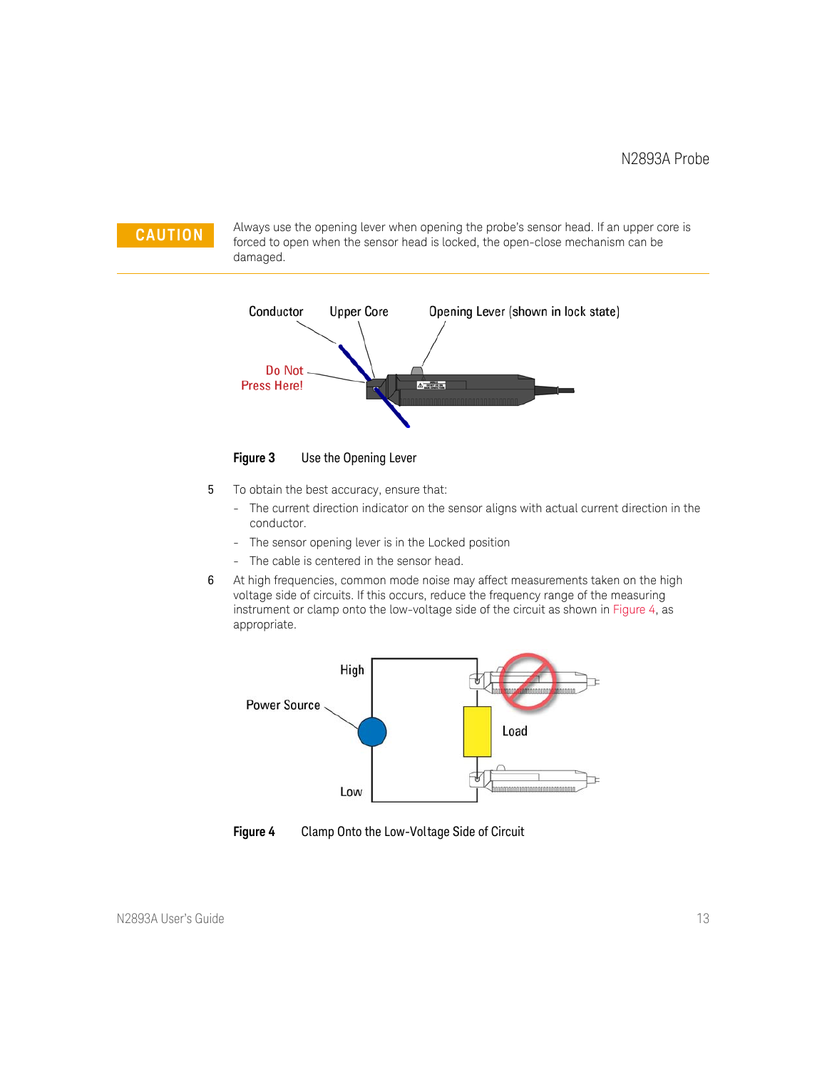**CAUTION**

Always use the opening lever when opening the probe's sensor head. If an upper core is forced to open when the sensor head is locked, the open-close mechanism can be damaged.

**Figure 3** Use the Opening Lever

5 To obtain the best accuracy, ensure that:

- The current direction indicator on the sensor aligns with actual current direction in the conductor.
- The sensor opening lever is in the Locked position
- The cable is centered in the sensor head.

6 At high frequencies, common mode noise may affect measurements taken on the high voltage side of circuits. If this occurs, reduce the frequency range of the measuring instrument or clamp onto the low-voltage side of the circuit as shown in Figure 4, as appropriate.

**Figure 4** Clamp Onto the Low-Voltage Side of Circuit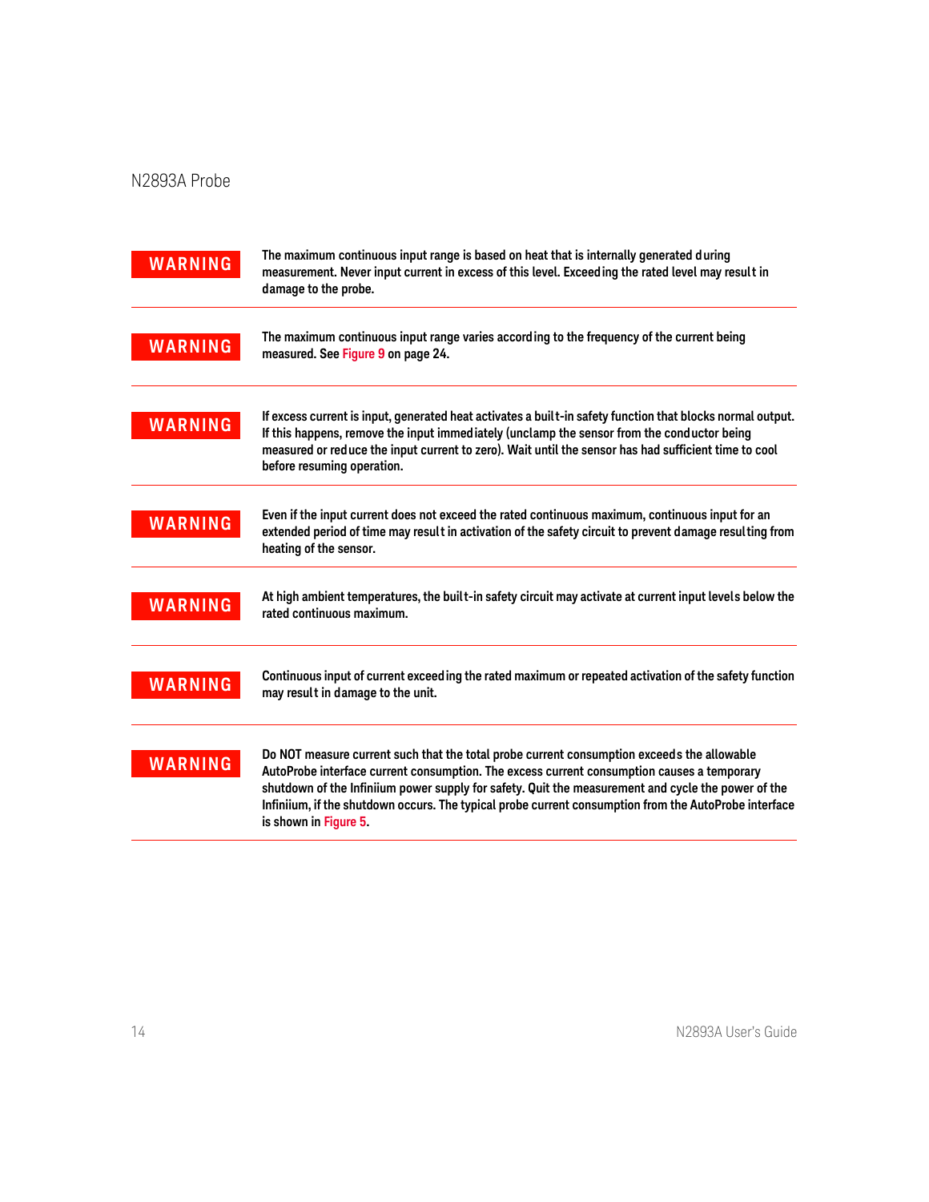**WARNING** The maximum continuous input range is based on heat that is internally generated during measurement. Never input current in excess of this level. Exceeding the rated level may result in damage to the probe.

---

**WARNING** The maximum continuous input range varies according to the frequency of the current being measured. See Figure 9 on page 24.

---

**WARNING** If excess current is input, generated heat activates a built-in safety function that blocks normal output. If this happens, remove the input immediately (unclamp the sensor from the conductor being measured or reduce the input current to zero). Wait until the sensor has had sufficient time to cool before resuming operation.

---

**WARNING** Even if the input current does not exceed the rated continuous maximum, continuous input for an extended period of time may result in activation of the safety circuit to prevent damage resulting from heating of the sensor.

---

**WARNING** At high ambient temperatures, the built-in safety circuit may activate at current input levels below the rated continuous maximum.

---

**WARNING** Continuous input of current exceeding the rated maximum or repeated activation of the safety function may result in damage to the unit.

---

**WARNING** Do NOT measure current such that the total probe current consumption exceeds the allowable AutoProbe interface current consumption. The excess current consumption causes a temporary shutdown of the Infiniium power supply for safety. Quit the measurement and cycle the power of the Infiniium, if the shutdown occurs. The typical probe current consumption from the AutoProbe interface is shown in Figure 5.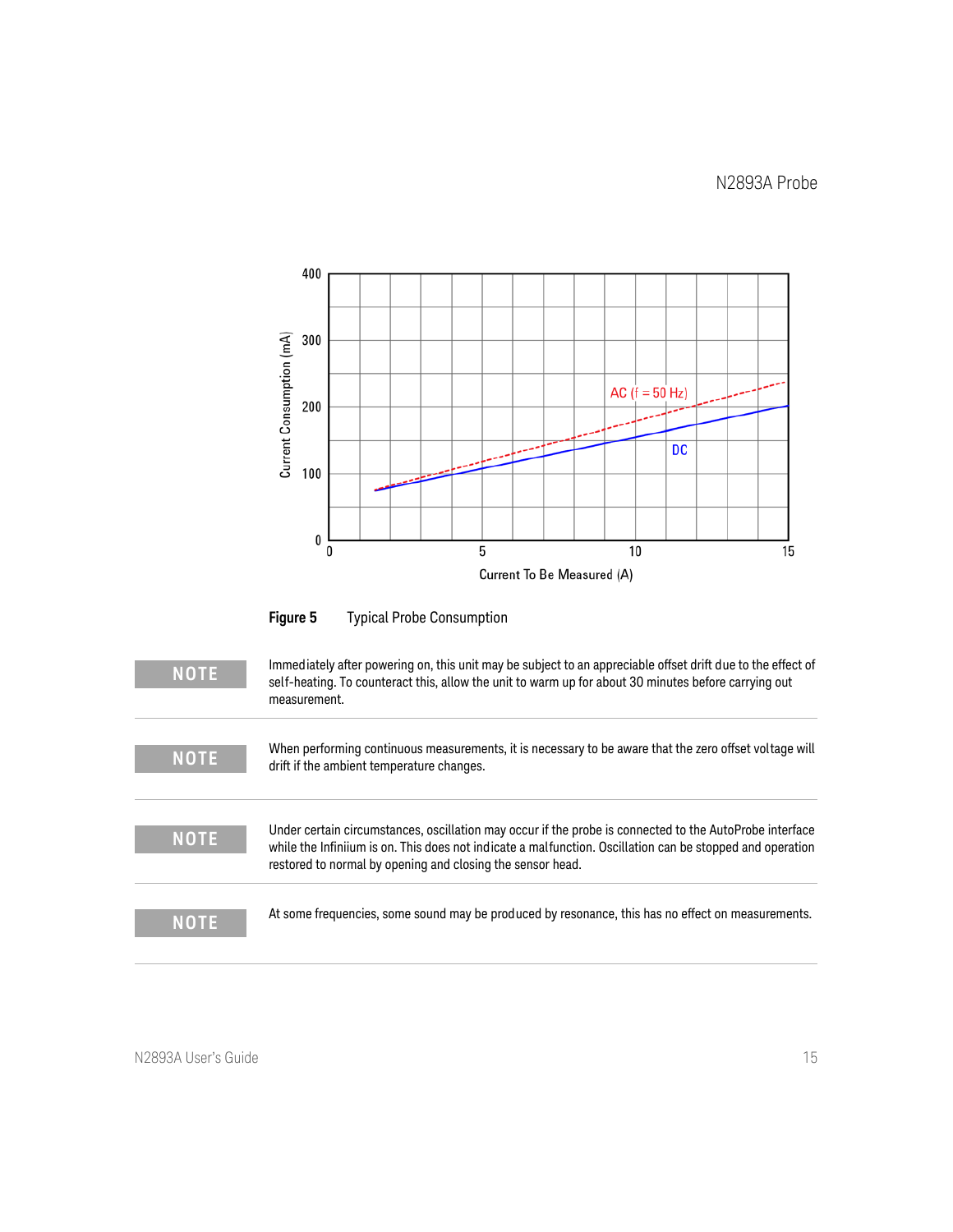**Figure 5** Typical Probe Consumption

**NOTE** Immediately after powering on, this unit may be subject to an appreciable offset drift due to the effect of self-heating. To counteract this, allow the unit to warm up for about 30 minutes before carrying out measurement.

**NOTE** When performing continuous measurements, it is necessary to be aware that the zero offset voltage will drift if the ambient temperature changes.

**NOTE** Under certain circumstances, oscillation may occur if the probe is connected to the AutoProbe interface while the Infiniium is on. This does not indicate a malfunction. Oscillation can be stopped and operation restored to normal by opening and closing the sensor head.

**NOTE** At some frequencies, some sound may be produced by resonance, this has no effect on measurements.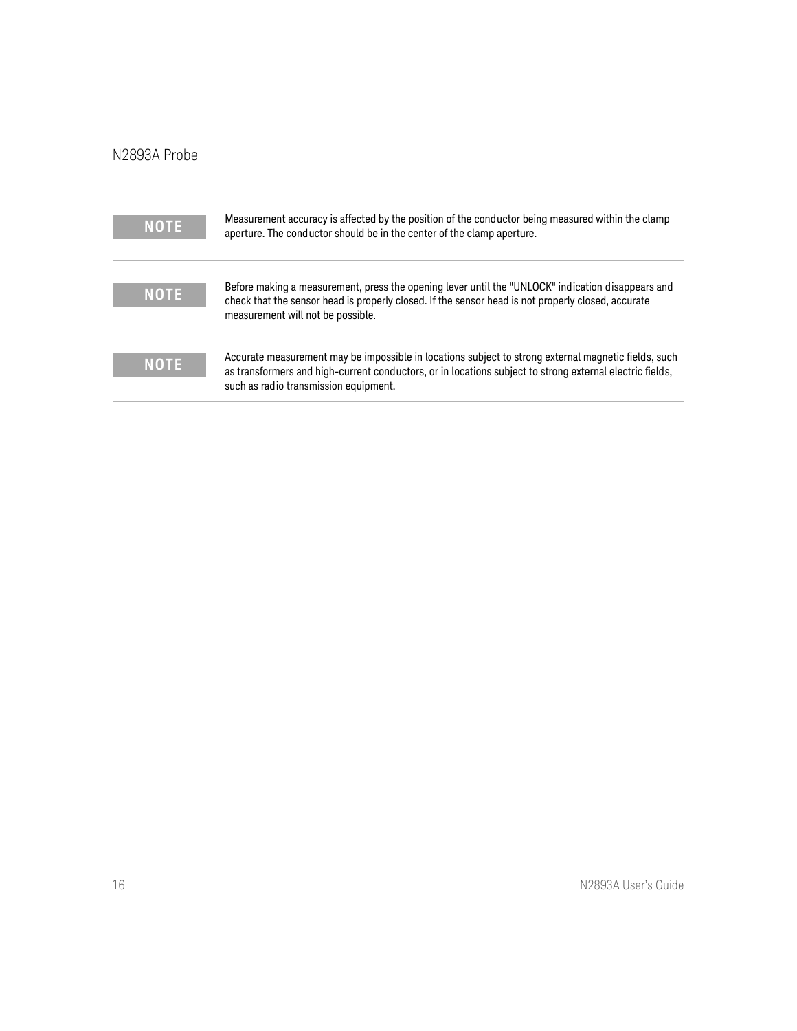**NOTE**

Measurement accuracy is affected by the position of the conductor being measured within the clamp aperture. The conductor should be in the center of the clamp aperture.

---

**NOTE**

Before making a measurement, press the opening lever until the "UNLOCK" indication disappears and check that the sensor head is properly closed. If the sensor head is not properly closed, accurate measurement will not be possible.

---

**NOTE**

Accurate measurement may be impossible in locations subject to strong external magnetic fields, such as transformers and high-current conductors, or in locations subject to strong external electric fields, such as radio transmission equipment.

---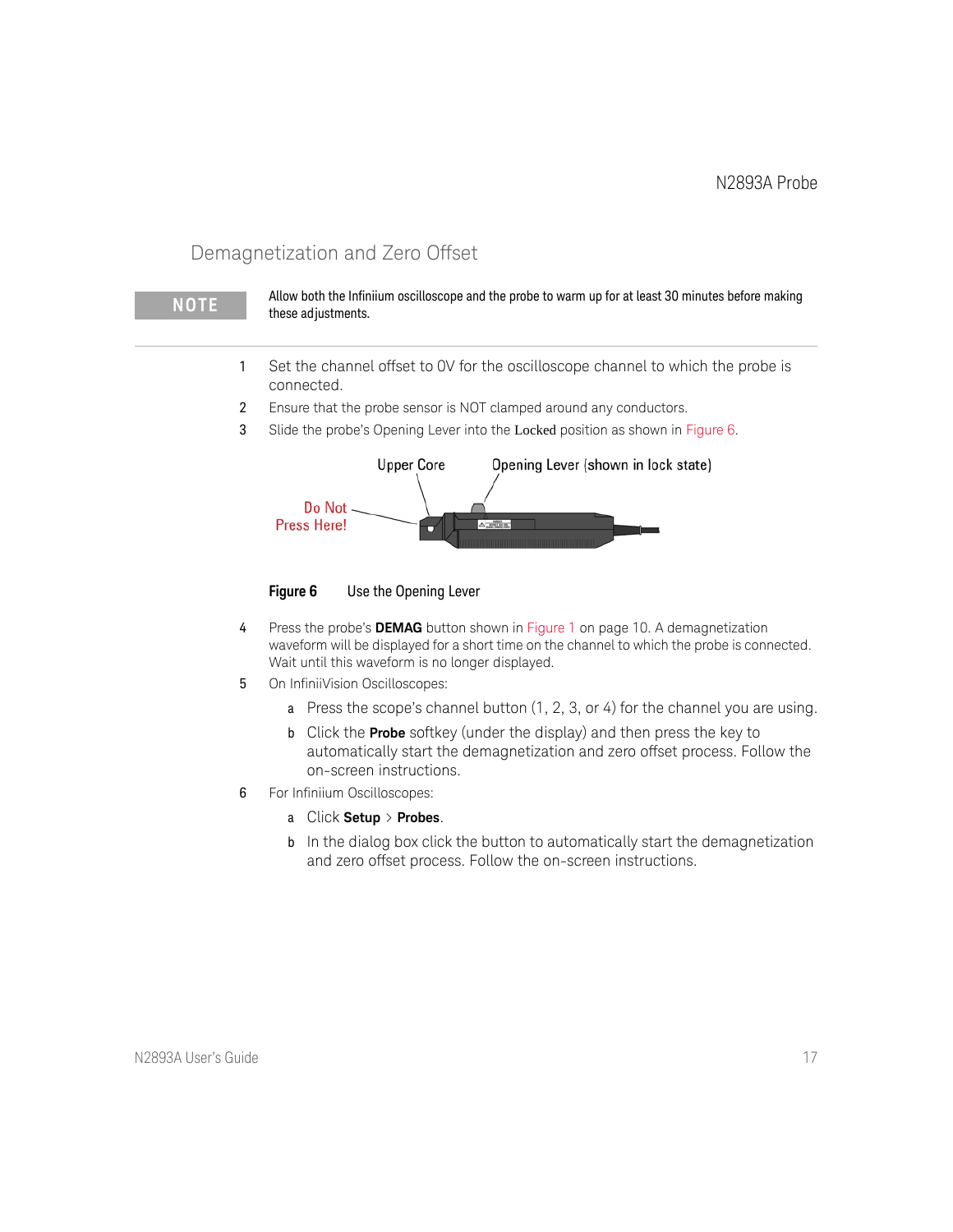## Demagnetization and Zero Offset

**NOTE** Allow both the Infiniium oscilloscope and the probe to warm up for at least 30 minutes before making these adjustments.

1. Set the channel offset to 0V for the oscilloscope channel to which the probe is connected.
2. Ensure that the probe sensor is NOT clamped around any conductors.
3. Slide the probe's Opening Lever into the Locked position as shown in Figure 6.

Upper Core — Opening Lever (shown in lock state) — Do Not Press Here!

**Figure 6** Use the Opening Lever

4. Press the probe's **DEMAG** button shown in Figure 1 on page 10. A demagnetization waveform will be displayed for a short time on the channel to which the probe is connected. Wait until this waveform is no longer displayed.
5. On InfiniiVision Oscilloscopes:
   a. Press the scope's channel button (1, 2, 3, or 4) for the channel you are using.
   b. Click the **Probe** softkey (under the display) and then press the key to automatically start the demagnetization and zero offset process. Follow the on-screen instructions.
6. For Infiniium Oscilloscopes:
   a. Click **Setup** > **Probes**.
   b. In the dialog box click the button to automatically start the demagnetization and zero offset process. Follow the on-screen instructions.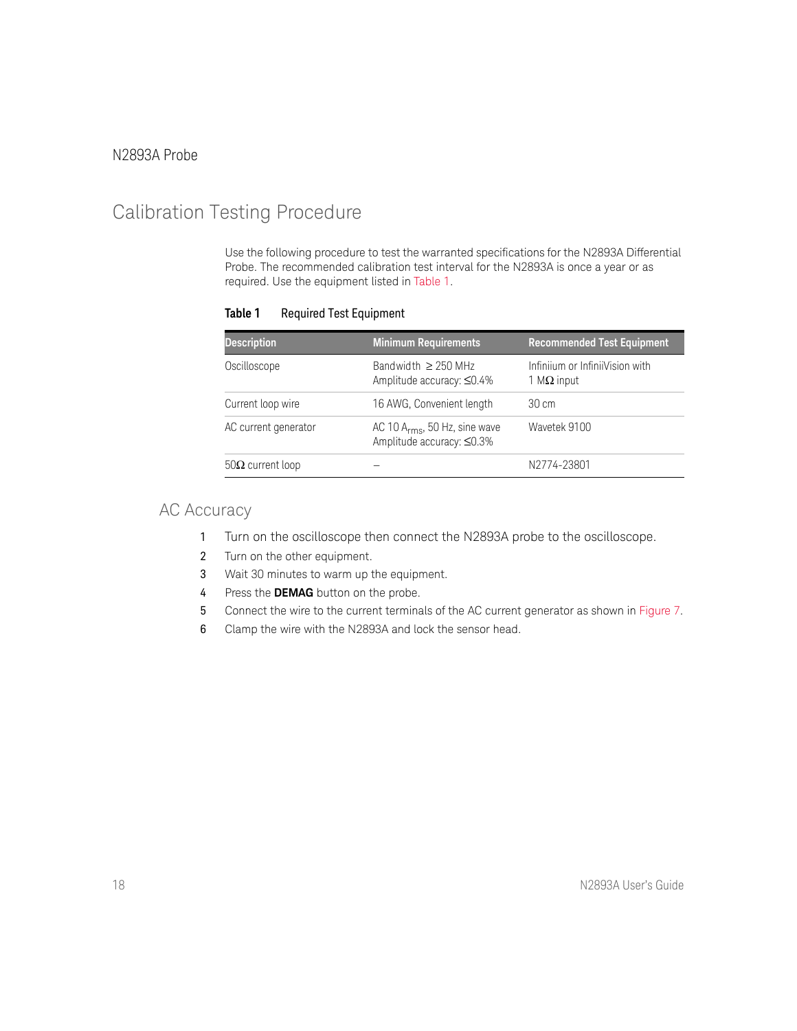N2893A Probe

# Calibration Testing Procedure

Use the following procedure to test the warranted specifications for the N2893A Differential Probe. The recommended calibration test interval for the N2893A is once a year or as required. Use the equipment listed in Table 1.

**Table 1** Required Test Equipment

| Description | Minimum Requirements | Recommended Test Equipment |
|---|---|---|
| Oscilloscope | Bandwidth ≥ 250 MHz<br>Amplitude accuracy: ≤0.4% | Infiniium or InfiniiVision with 1 MΩ input |
| Current loop wire | 16 AWG, Convenient length | 30 cm |
| AC current generator | AC 10 $A_{rms}$, 50 Hz, sine wave<br>Amplitude accuracy: ≤0.3% | Wavetek 9100 |
| 50Ω current loop | – | N2774-23801 |

## AC Accuracy

1. Turn on the oscilloscope then connect the N2893A probe to the oscilloscope.
2. Turn on the other equipment.
3. Wait 30 minutes to warm up the equipment.
4. Press the **DEMAG** button on the probe.
5. Connect the wire to the current terminals of the AC current generator as shown in Figure 7.
6. Clamp the wire with the N2893A and lock the sensor head.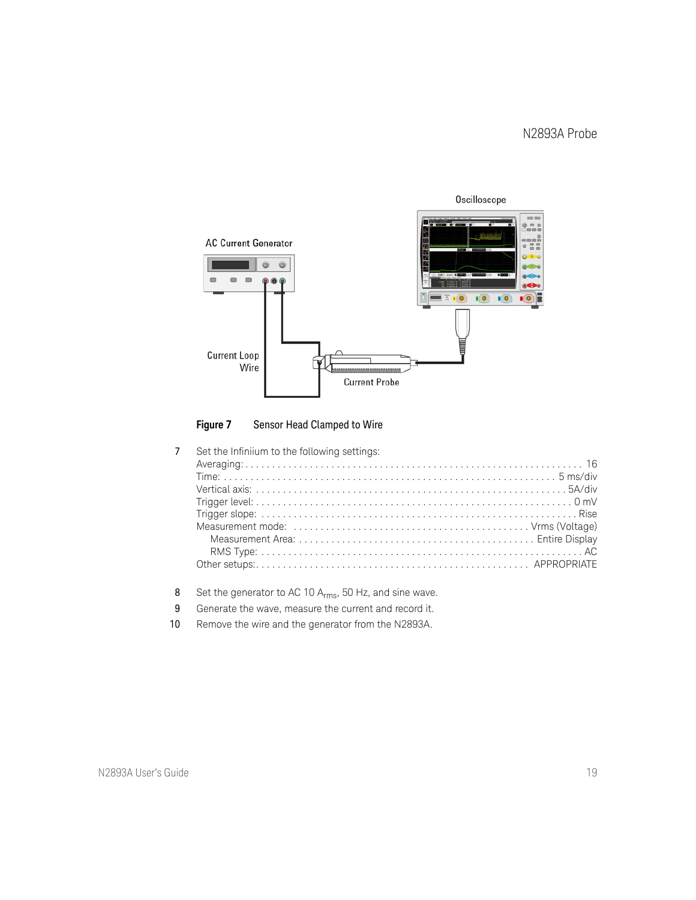**Figure 7** Sensor Head Clamped to Wire

7. Set the Infiniium to the following settings:

   Averaging: . . . . . . . . . . . . . . . . . . . . . . . . . . . . . . . . . 16
   Time: . . . . . . . . . . . . . . . . . . . . . . . . . . . . . . . . . 5 ms/div
   Vertical axis: . . . . . . . . . . . . . . . . . . . . . . . . . . . . . . . . . 5A/div
   Trigger level: . . . . . . . . . . . . . . . . . . . . . . . . . . . . . . . . . 0 mV
   Trigger slope: . . . . . . . . . . . . . . . . . . . . . . . . . . . . . . . . . Rise
   Measurement mode: . . . . . . . . . . . . . . . . . . . . . . . . . . . . . . . . . Vrms (Voltage)
   - Measurement Area: . . . . . . . . . . . . . . . . . . . . . . . . . . . . . . . . . Entire Display
   - RMS Type: . . . . . . . . . . . . . . . . . . . . . . . . . . . . . . . . . AC

   Other setups: . . . . . . . . . . . . . . . . . . . . . . . . . . . . . . . . . APPROPRIATE

8. Set the generator to AC 10 $A_{rms}$, 50 Hz, and sine wave.
9. Generate the wave, measure the current and record it.
10. Remove the wire and the generator from the N2893A.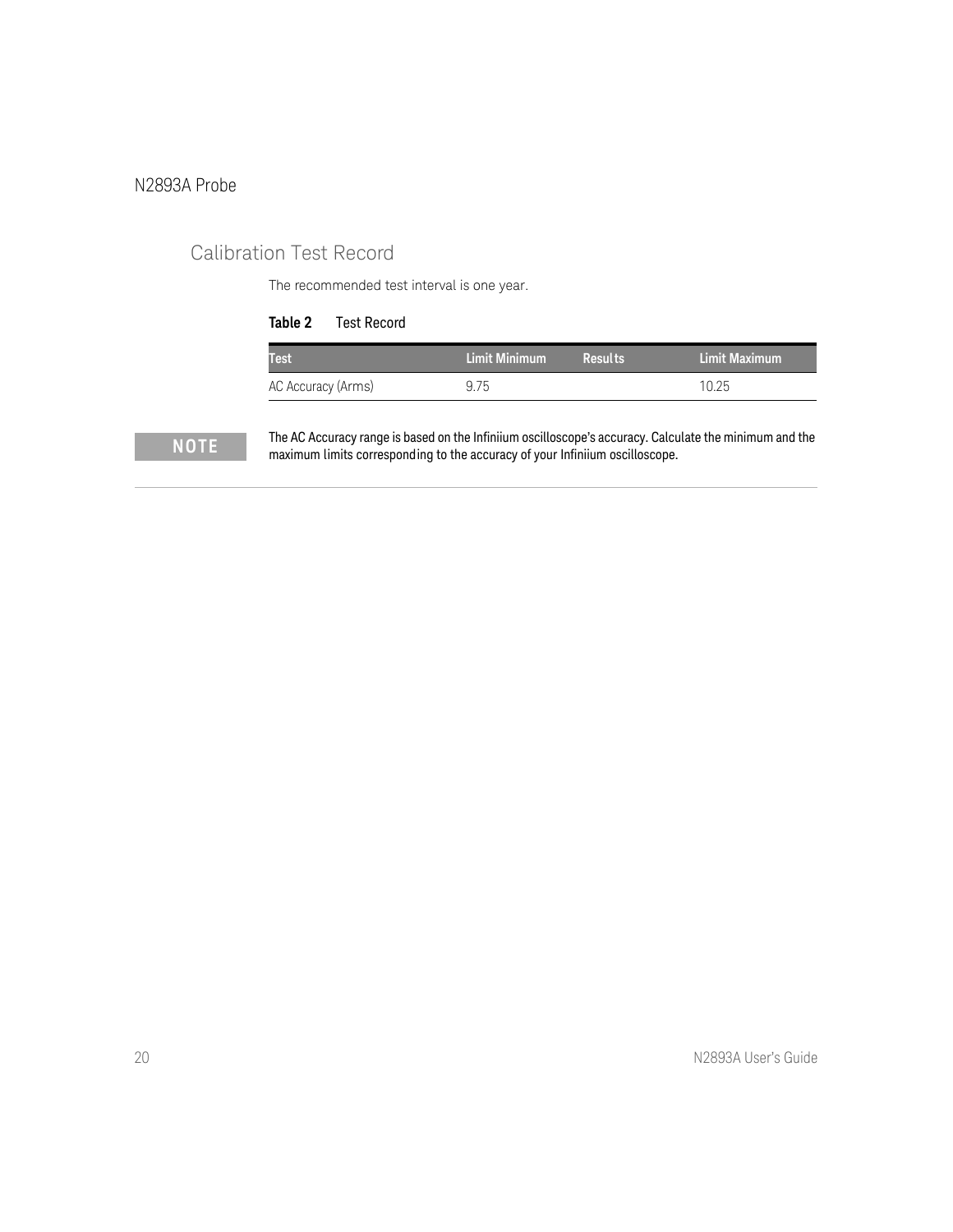## Calibration Test Record

The recommended test interval is one year.

**Table 2** Test Record

| Test | Limit Minimum | Results | Limit Maximum |
|---|---|---|---|
| AC Accuracy (Arms) | 9.75 | | 10.25 |

**NOTE**

The AC Accuracy range is based on the Infiniium oscilloscope's accuracy. Calculate the minimum and the maximum limits corresponding to the accuracy of your Infiniium oscilloscope.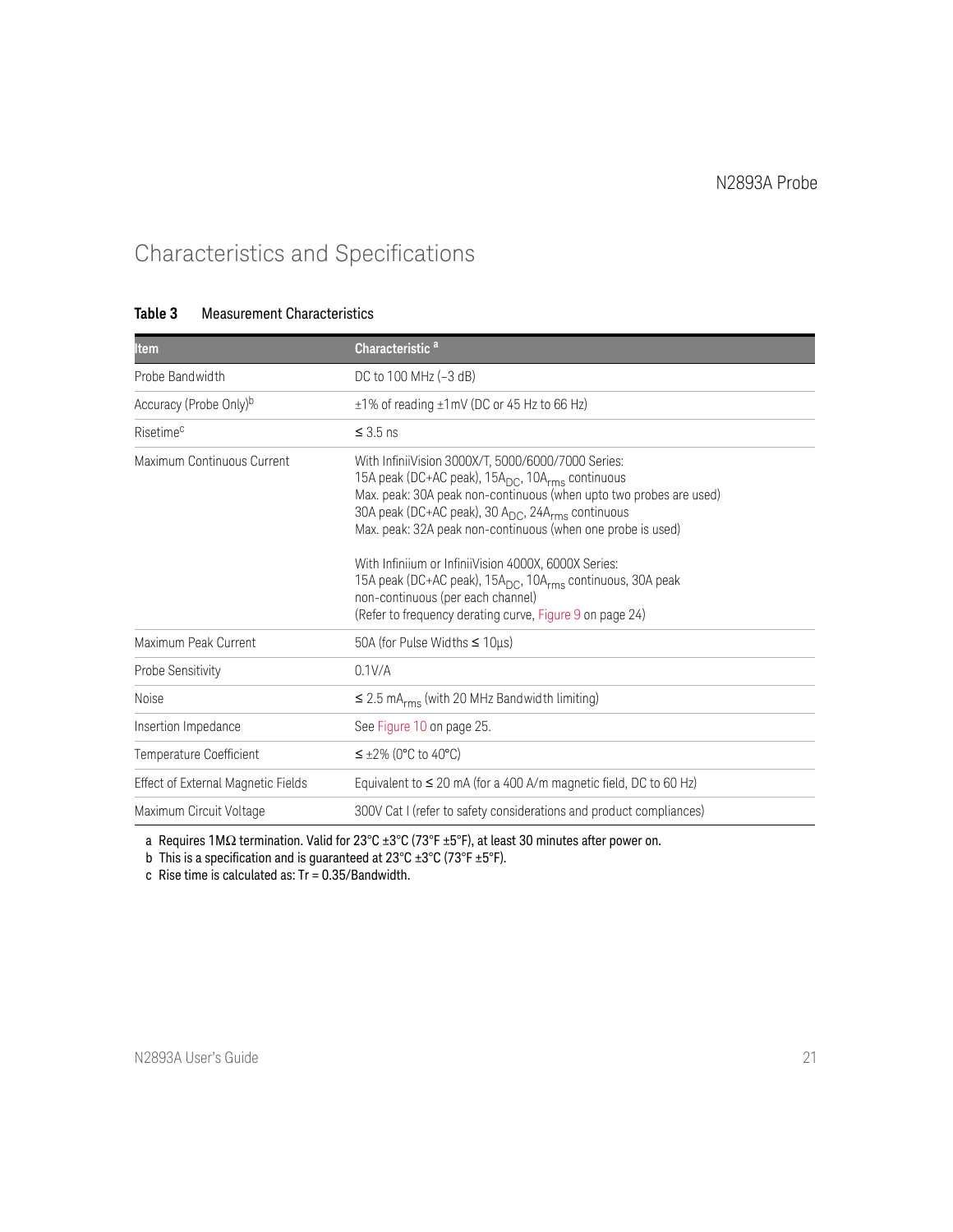## Characteristics and Specifications

**Table 3** Measurement Characteristics

| Item | Characteristic [a] |
|---|---|
| Probe Bandwidth | DC to 100 MHz (–3 dB) |
| Accuracy (Probe Only)[b] | ±1% of reading ±1mV (DC or 45 Hz to 66 Hz) |
| Risetime[c] | ≤ 3.5 ns |
| Maximum Continuous Current | With InfiniiVision 3000X/T, 5000/6000/7000 Series:<br>15A peak (DC+AC peak), $15A_{DC}$, $10A_{rms}$ continuous<br>Max. peak: 30A peak non-continuous (when upto two probes are used)<br>30A peak (DC+AC peak), 30 $A_{DC}$, $24A_{rms}$ continuous<br>Max. peak: 32A peak non-continuous (when one probe is used)<br><br>With Infiniium or InfiniiVision 4000X, 6000X Series:<br>15A peak (DC+AC peak), $15A_{DC}$, $10A_{rms}$ continuous, 30A peak non-continuous (per each channel)<br>(Refer to frequency derating curve, Figure 9 on page 24) |
| Maximum Peak Current | 50A (for Pulse Widths ≤ 10µs) |
| Probe Sensitivity | 0.1V/A |
| Noise | ≤ 2.5 $mA_{rms}$ (with 20 MHz Bandwidth limiting) |
| Insertion Impedance | See Figure 10 on page 25. |
| Temperature Coefficient | ≤ ±2% (0°C to 40°C) |
| Effect of External Magnetic Fields | Equivalent to ≤ 20 mA (for a 400 A/m magnetic field, DC to 60 Hz) |
| Maximum Circuit Voltage | 300V Cat I (refer to safety considerations and product compliances) |

a Requires 1MΩ termination. Valid for 23°C ±3°C (73°F ±5°F), at least 30 minutes after power on.

b This is a specification and is guaranteed at 23°C ±3°C (73°F ±5°F).

c Rise time is calculated as: Tr = 0.35/Bandwidth.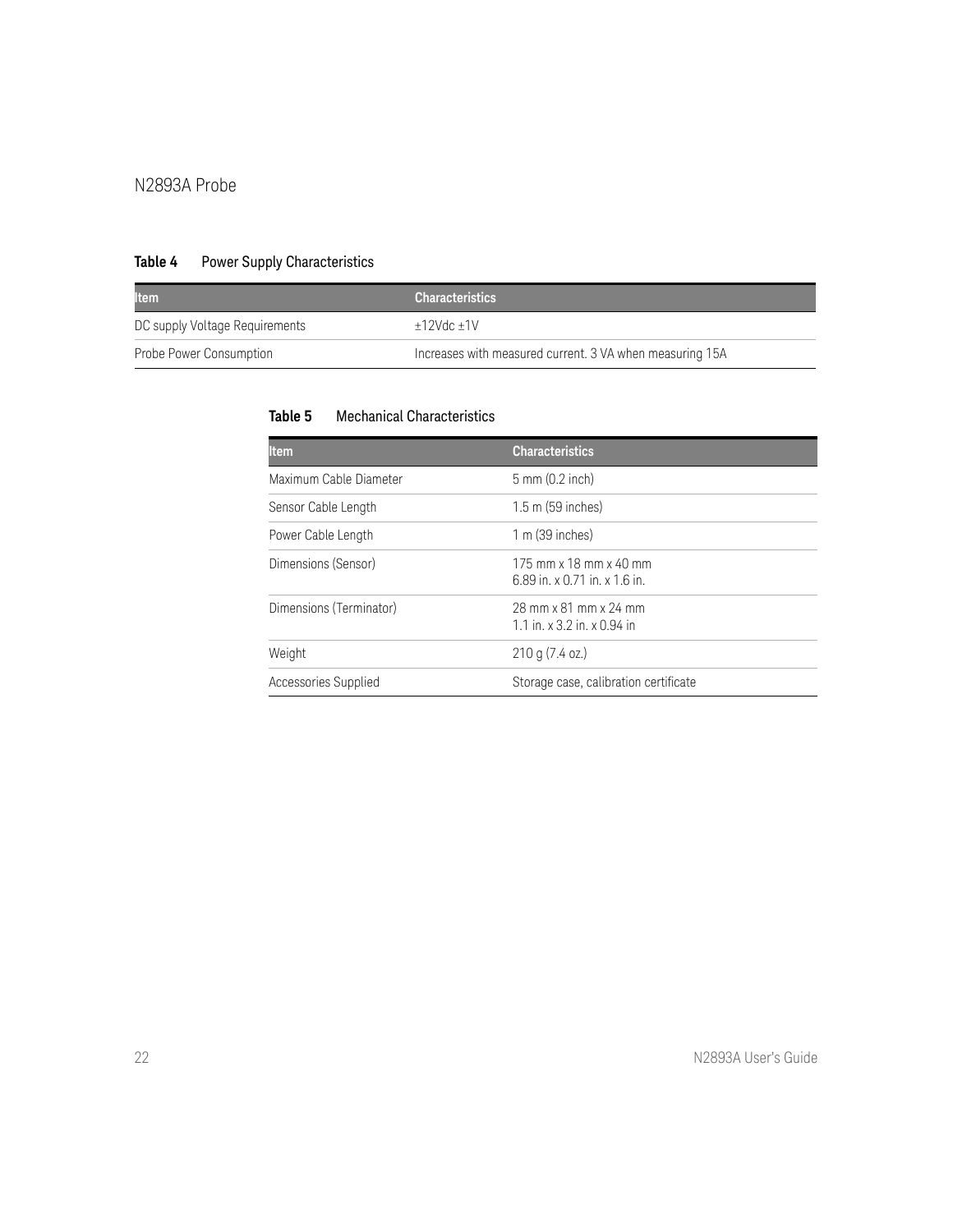N2893A Probe

**Table 4** Power Supply Characteristics

| Item | Characteristics |
| --- | --- |
| DC supply Voltage Requirements | ±12Vdc ±1V |
| Probe Power Consumption | Increases with measured current. 3 VA when measuring 15A |

**Table 5** Mechanical Characteristics

| Item | Characteristics |
| --- | --- |
| Maximum Cable Diameter | 5 mm (0.2 inch) |
| Sensor Cable Length | 1.5 m (59 inches) |
| Power Cable Length | 1 m (39 inches) |
| Dimensions (Sensor) | 175 mm x 18 mm x 40 mm<br>6.89 in. x 0.71 in. x 1.6 in. |
| Dimensions (Terminator) | 28 mm x 81 mm x 24 mm<br>1.1 in. x 3.2 in. x 0.94 in |
| Weight | 210 g (7.4 oz.) |
| Accessories Supplied | Storage case, calibration certificate |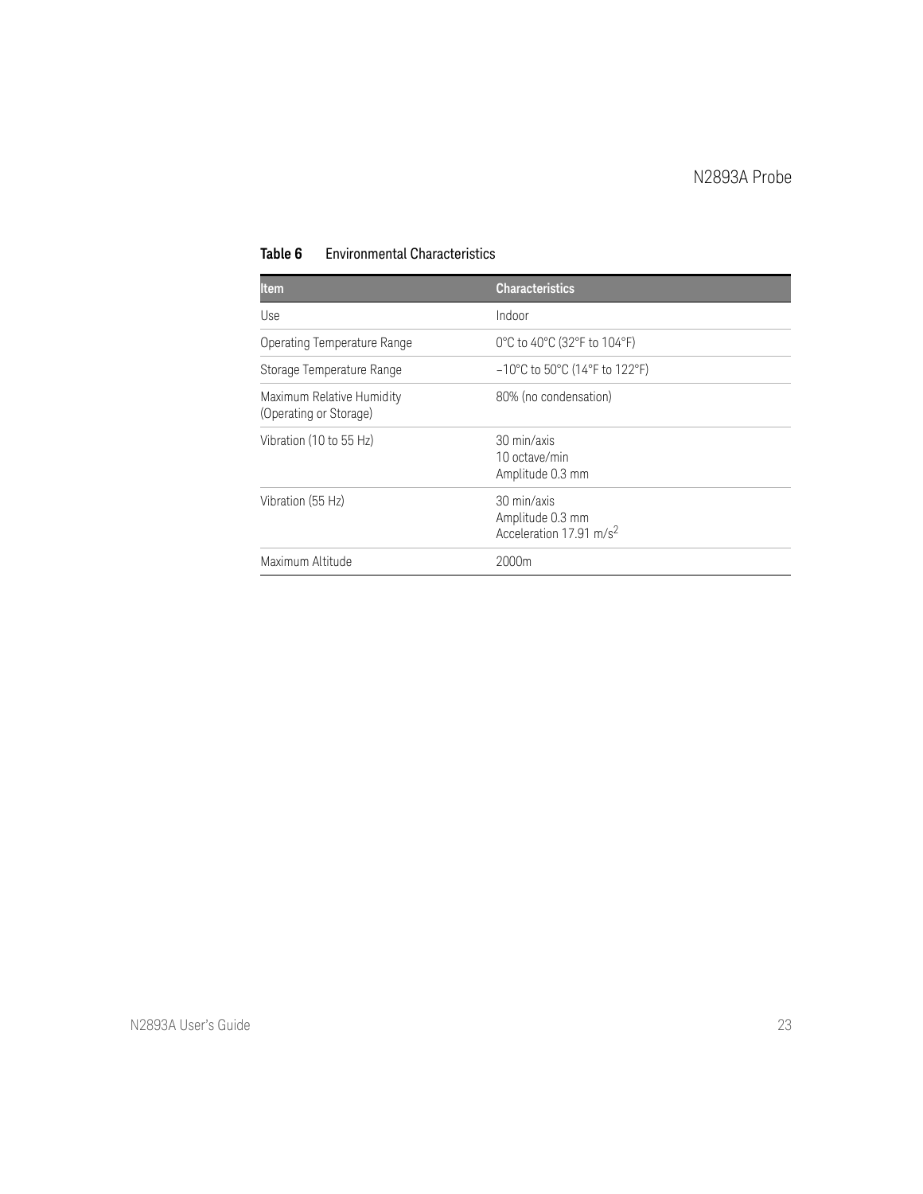**Table 6** Environmental Characteristics

| Item | Characteristics |
| --- | --- |
| Use | Indoor |
| Operating Temperature Range | 0°C to 40°C (32°F to 104°F) |
| Storage Temperature Range | −10°C to 50°C (14°F to 122°F) |
| Maximum Relative Humidity (Operating or Storage) | 80% (no condensation) |
| Vibration (10 to 55 Hz) | 30 min/axis<br>10 octave/min<br>Amplitude 0.3 mm |
| Vibration (55 Hz) | 30 min/axis<br>Amplitude 0.3 mm<br>Acceleration 17.91 $m/s^2$ |
| Maximum Altitude | 2000m |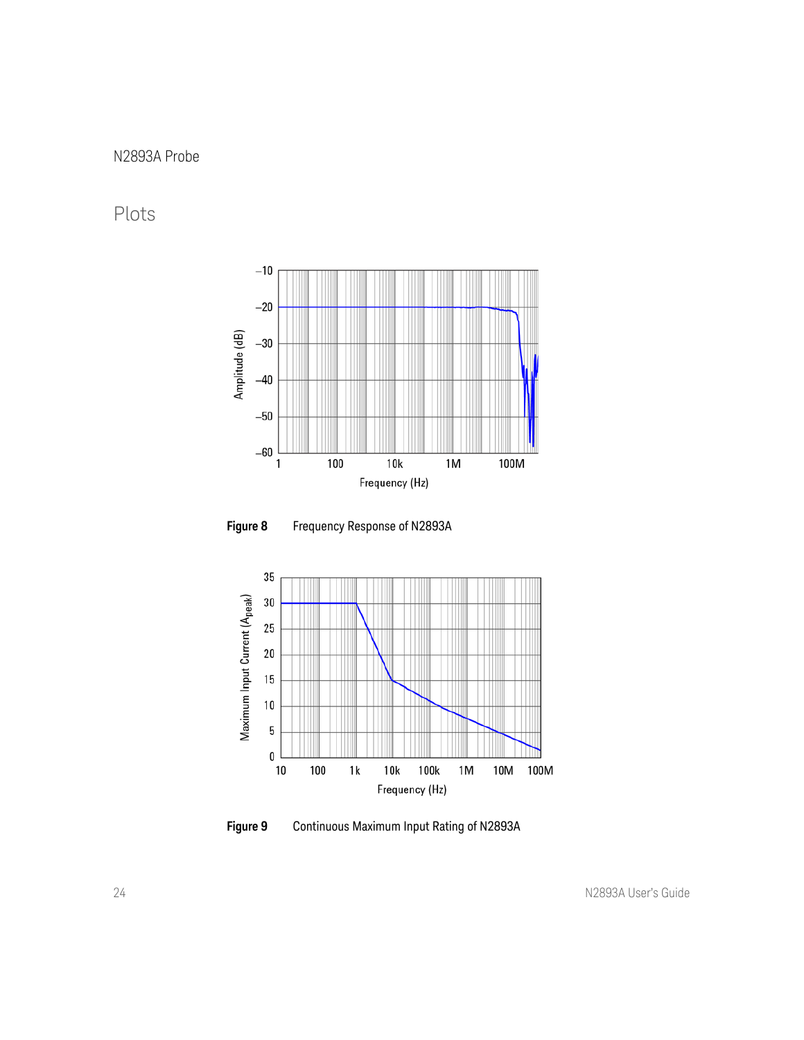## Plots

Figure 8 Frequency Response of N2893A

Figure 9 Continuous Maximum Input Rating of N2893A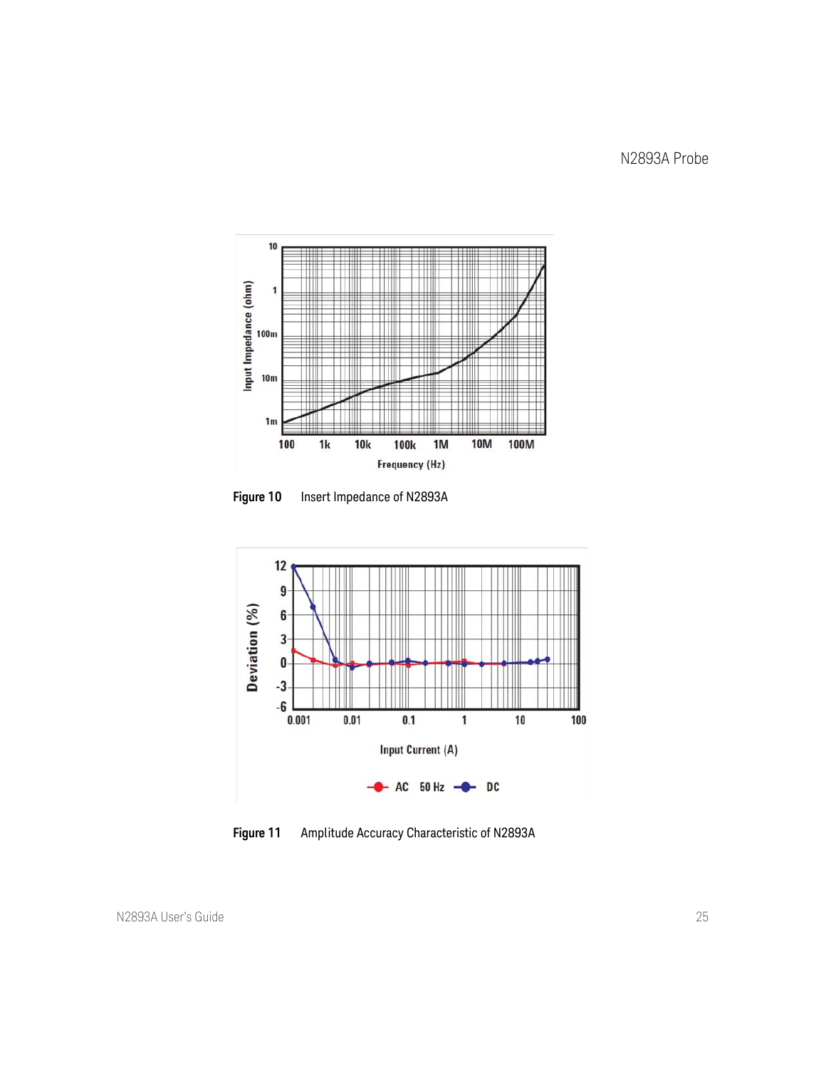**Figure 10** Insert Impedance of N2893A

**Figure 11** Amplitude Accuracy Characteristic of N2893A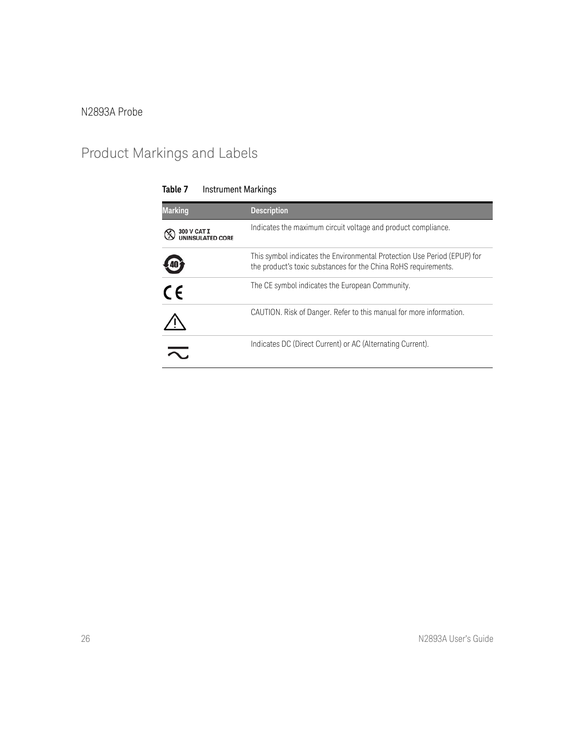## Product Markings and Labels

**Table 7** Instrument Markings

| Marking | Description |
|---|---|
| 300 V CAT I UNINSULATED CORE | Indicates the maximum circuit voltage and product compliance. |
| 40 | This symbol indicates the Environmental Protection Use Period (EPUP) for the product's toxic substances for the China RoHS requirements. |
| CE | The CE symbol indicates the European Community. |
| ⚠ | CAUTION. Risk of Danger. Refer to this manual for more information. |
| ≂ | Indicates DC (Direct Current) or AC (Alternating Current). |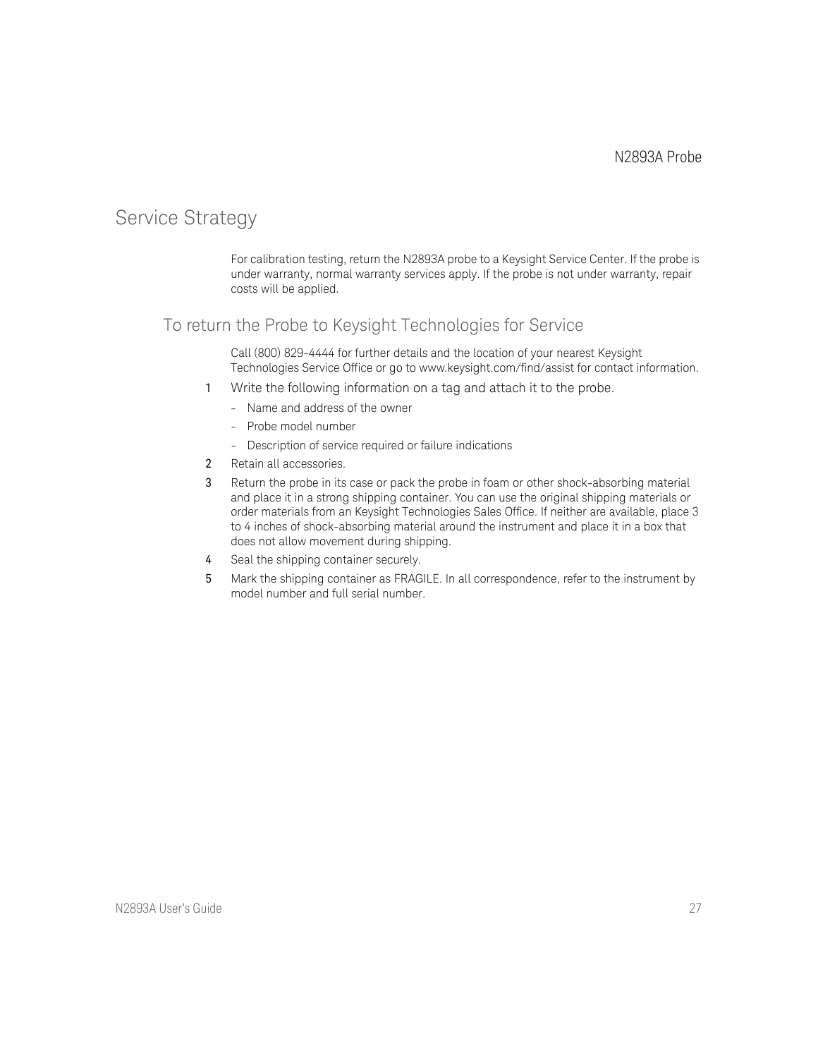## Service Strategy

For calibration testing, return the N2893A probe to a Keysight Service Center. If the probe is under warranty, normal warranty services apply. If the probe is not under warranty, repair costs will be applied.

### To return the Probe to Keysight Technologies for Service

Call (800) 829-4444 for further details and the location of your nearest Keysight Technologies Service Office or go to www.keysight.com/find/assist for contact information.

1. Write the following information on a tag and attach it to the probe.
   - Name and address of the owner
   - Probe model number
   - Description of service required or failure indications
2. Retain all accessories.
3. Return the probe in its case or pack the probe in foam or other shock-absorbing material and place it in a strong shipping container. You can use the original shipping materials or order materials from an Keysight Technologies Sales Office. If neither are available, place 3 to 4 inches of shock-absorbing material around the instrument and place it in a box that does not allow movement during shipping.
4. Seal the shipping container securely.
5. Mark the shipping container as FRAGILE. In all correspondence, refer to the instrument by model number and full serial number.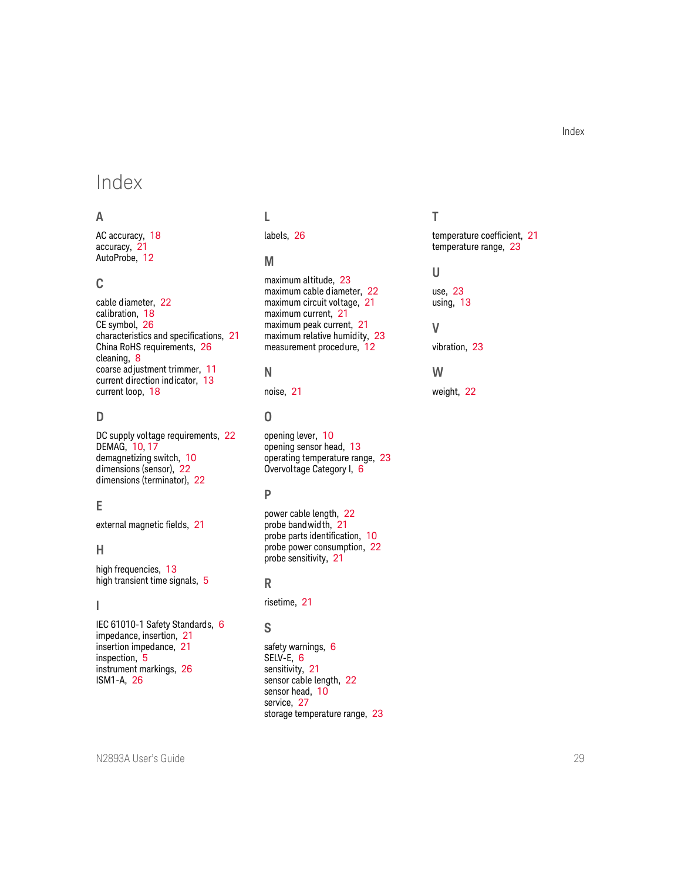# Index

## A

AC accuracy, 18
accuracy, 21
AutoProbe, 12

## C

cable diameter, 22
calibration, 18
CE symbol, 26
characteristics and specifications, 21
China RoHS requirements, 26
cleaning, 8
coarse adjustment trimmer, 11
current direction indicator, 13
current loop, 18

## D

DC supply voltage requirements, 22
DEMAG, 10, 17
demagnetizing switch, 10
dimensions (sensor), 22
dimensions (terminator), 22

## E

external magnetic fields, 21

## H

high frequencies, 13
high transient time signals, 5

## I

IEC 61010-1 Safety Standards, 6
impedance, insertion, 21
insertion impedance, 21
inspection, 5
instrument markings, 26
ISM1-A, 26

## L

labels, 26

## M

maximum altitude, 23
maximum cable diameter, 22
maximum circuit voltage, 21
maximum current, 21
maximum peak current, 21
maximum relative humidity, 23
measurement procedure, 12

## N

noise, 21

## O

opening lever, 10
opening sensor head, 13
operating temperature range, 23
Overvoltage Category I, 6

## P

power cable length, 22
probe bandwidth, 21
probe parts identification, 10
probe power consumption, 22
probe sensitivity, 21

## R

risetime, 21

## S

safety warnings, 6
SELV-E, 6
sensitivity, 21
sensor cable length, 22
sensor head, 10
service, 27
storage temperature range, 23

## T

temperature coefficient, 21
temperature range, 23

## U

use, 23
using, 13

## V

vibration, 23

## W

weight, 22